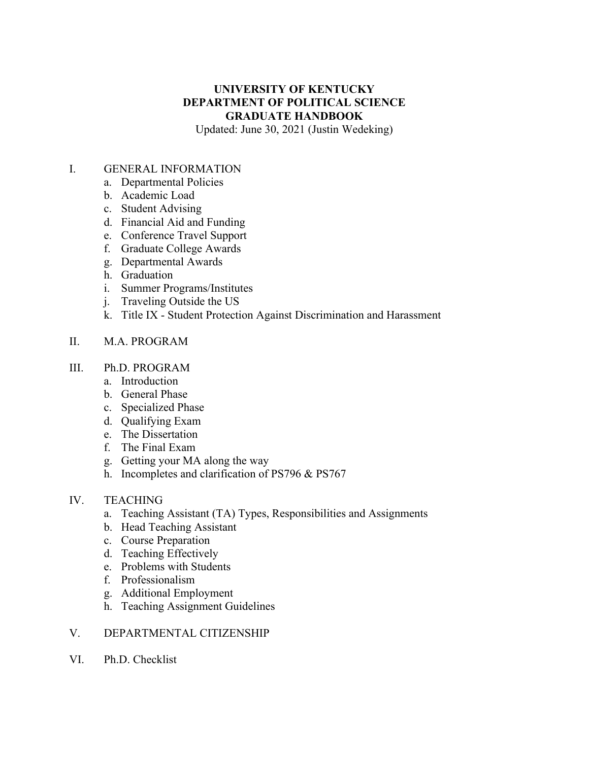**UNIVERSITY OF KENTUCKY**
**DEPARTMENT OF POLITICAL SCIENCE**
**GRADUATE HANDBOOK**
Updated: June 30, 2021 (Justin Wedeking)

I. GENERAL INFORMATION
   a. Departmental Policies
   b. Academic Load
   c. Student Advising
   d. Financial Aid and Funding
   e. Conference Travel Support
   f. Graduate College Awards
   g. Departmental Awards
   h. Graduation
   i. Summer Programs/Institutes
   j. Traveling Outside the US
   k. Title IX - Student Protection Against Discrimination and Harassment

II. M.A. PROGRAM

III. Ph.D. PROGRAM
   a. Introduction
   b. General Phase
   c. Specialized Phase
   d. Qualifying Exam
   e. The Dissertation
   f. The Final Exam
   g. Getting your MA along the way
   h. Incompletes and clarification of PS796 & PS767

IV. TEACHING
   a. Teaching Assistant (TA) Types, Responsibilities and Assignments
   b. Head Teaching Assistant
   c. Course Preparation
   d. Teaching Effectively
   e. Problems with Students
   f. Professionalism
   g. Additional Employment
   h. Teaching Assignment Guidelines

V. DEPARTMENTAL CITIZENSHIP

VI. Ph.D. Checklist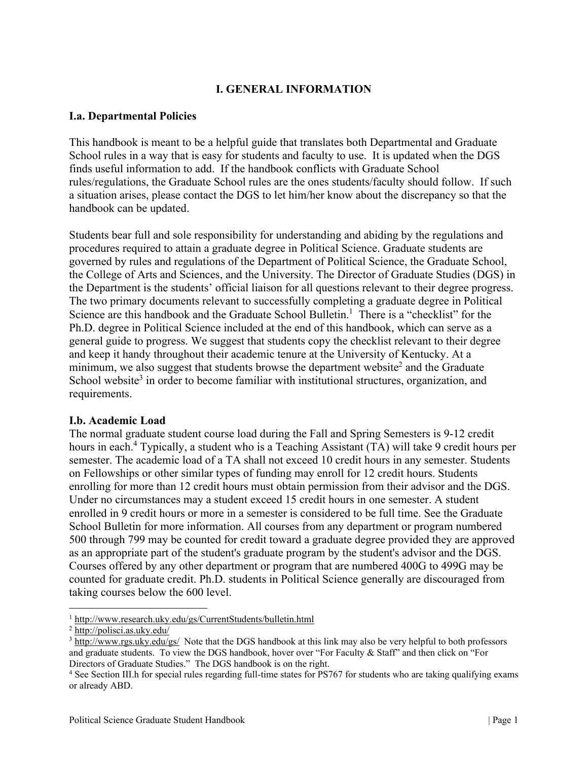# I. GENERAL INFORMATION

## I.a. Departmental Policies

This handbook is meant to be a helpful guide that translates both Departmental and Graduate School rules in a way that is easy for students and faculty to use. It is updated when the DGS finds useful information to add. If the handbook conflicts with Graduate School rules/regulations, the Graduate School rules are the ones students/faculty should follow. If such a situation arises, please contact the DGS to let him/her know about the discrepancy so that the handbook can be updated.

Students bear full and sole responsibility for understanding and abiding by the regulations and procedures required to attain a graduate degree in Political Science. Graduate students are governed by rules and regulations of the Department of Political Science, the Graduate School, the College of Arts and Sciences, and the University. The Director of Graduate Studies (DGS) in the Department is the students' official liaison for all questions relevant to their degree progress. The two primary documents relevant to successfully completing a graduate degree in Political Science are this handbook and the Graduate School Bulletin.[1] There is a "checklist" for the Ph.D. degree in Political Science included at the end of this handbook, which can serve as a general guide to progress. We suggest that students copy the checklist relevant to their degree and keep it handy throughout their academic tenure at the University of Kentucky. At a minimum, we also suggest that students browse the department website[2] and the Graduate School website[3] in order to become familiar with institutional structures, organization, and requirements.

## I.b. Academic Load

The normal graduate student course load during the Fall and Spring Semesters is 9-12 credit hours in each.[4] Typically, a student who is a Teaching Assistant (TA) will take 9 credit hours per semester. The academic load of a TA shall not exceed 10 credit hours in any semester. Students on Fellowships or other similar types of funding may enroll for 12 credit hours. Students enrolling for more than 12 credit hours must obtain permission from their advisor and the DGS. Under no circumstances may a student exceed 15 credit hours in one semester. A student enrolled in 9 credit hours or more in a semester is considered to be full time. See the Graduate School Bulletin for more information. All courses from any department or program numbered 500 through 799 may be counted for credit toward a graduate degree provided they are approved as an appropriate part of the student's graduate program by the student's advisor and the DGS. Courses offered by any other department or program that are numbered 400G to 499G may be counted for graduate credit. Ph.D. students in Political Science generally are discouraged from taking courses below the 600 level.

---

[1] http://www.research.uky.edu/gs/CurrentStudents/bulletin.html

[2] http://polisci.as.uky.edu/

[3] http://www.rgs.uky.edu/gs/ Note that the DGS handbook at this link may also be very helpful to both professors and graduate students. To view the DGS handbook, hover over "For Faculty & Staff" and then click on "For Directors of Graduate Studies." The DGS handbook is on the right.

[4] See Section III.h for special rules regarding full-time states for PS767 for students who are taking qualifying exams or already ABD.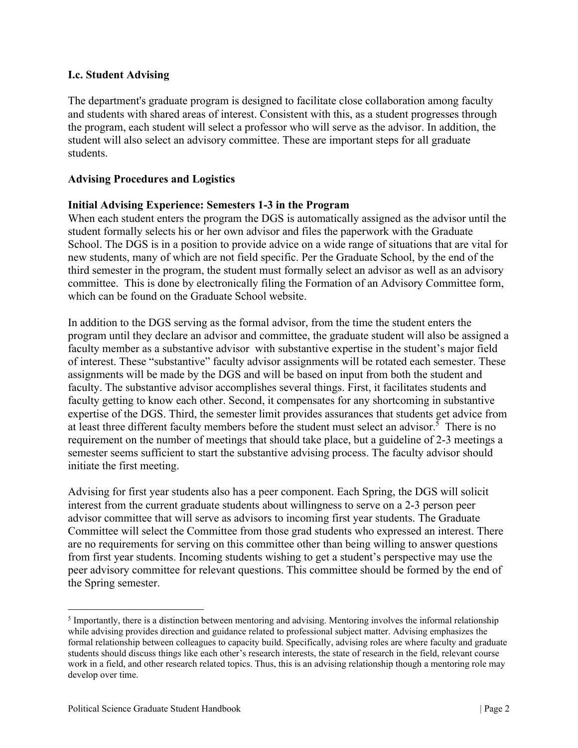### I.c. Student Advising

The department's graduate program is designed to facilitate close collaboration among faculty and students with shared areas of interest. Consistent with this, as a student progresses through the program, each student will select a professor who will serve as the advisor. In addition, the student will also select an advisory committee. These are important steps for all graduate students.

#### Advising Procedures and Logistics

**Initial Advising Experience: Semesters 1-3 in the Program**

When each student enters the program the DGS is automatically assigned as the advisor until the student formally selects his or her own advisor and files the paperwork with the Graduate School. The DGS is in a position to provide advice on a wide range of situations that are vital for new students, many of which are not field specific. Per the Graduate School, by the end of the third semester in the program, the student must formally select an advisor as well as an advisory committee. This is done by electronically filing the Formation of an Advisory Committee form, which can be found on the Graduate School website.

In addition to the DGS serving as the formal advisor, from the time the student enters the program until they declare an advisor and committee, the graduate student will also be assigned a faculty member as a substantive advisor with substantive expertise in the student's major field of interest. These "substantive" faculty advisor assignments will be rotated each semester. These assignments will be made by the DGS and will be based on input from both the student and faculty. The substantive advisor accomplishes several things. First, it facilitates students and faculty getting to know each other. Second, it compensates for any shortcoming in substantive expertise of the DGS. Third, the semester limit provides assurances that students get advice from at least three different faculty members before the student must select an advisor.[5] There is no requirement on the number of meetings that should take place, but a guideline of 2-3 meetings a semester seems sufficient to start the substantive advising process. The faculty advisor should initiate the first meeting.

Advising for first year students also has a peer component. Each Spring, the DGS will solicit interest from the current graduate students about willingness to serve on a 2-3 person peer advisor committee that will serve as advisors to incoming first year students. The Graduate Committee will select the Committee from those grad students who expressed an interest. There are no requirements for serving on this committee other than being willing to answer questions from first year students. Incoming students wishing to get a student's perspective may use the peer advisory committee for relevant questions. This committee should be formed by the end of the Spring semester.

---

[5] Importantly, there is a distinction between mentoring and advising. Mentoring involves the informal relationship while advising provides direction and guidance related to professional subject matter. Advising emphasizes the formal relationship between colleagues to capacity build. Specifically, advising roles are where faculty and graduate students should discuss things like each other's research interests, the state of research in the field, relevant course work in a field, and other research related topics. Thus, this is an advising relationship though a mentoring role may develop over time.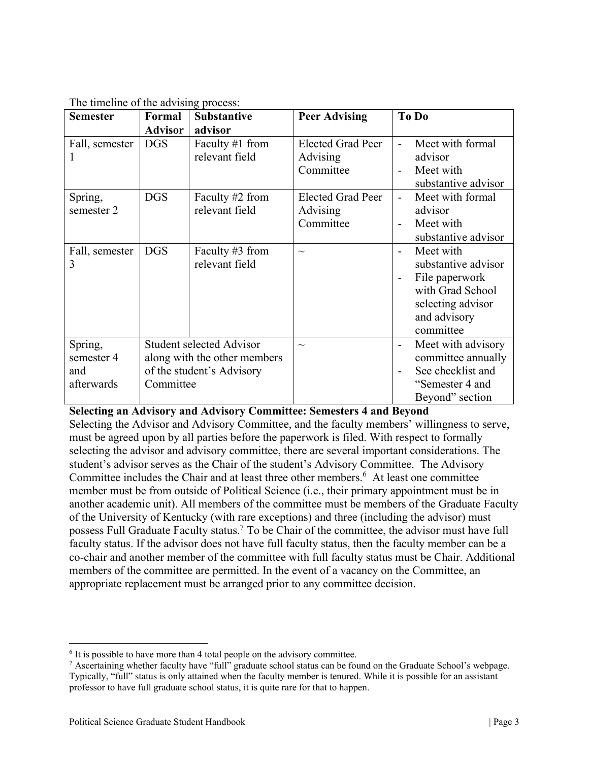The timeline of the advising process:

| Semester | Formal Advisor | Substantive advisor | Peer Advising | To Do |
|---|---|---|---|---|
| Fall, semester 1 | DGS | Faculty #1 from relevant field | Elected Grad Peer Advising Committee | - Meet with formal advisor<br>- Meet with substantive advisor |
| Spring, semester 2 | DGS | Faculty #2 from relevant field | Elected Grad Peer Advising Committee | - Meet with formal advisor<br>- Meet with substantive advisor |
| Fall, semester 3 | DGS | Faculty #3 from relevant field | ~ | - Meet with substantive advisor<br>- File paperwork with Grad School selecting advisor and advisory committee |
| Spring, semester 4 and afterwards | Student selected Advisor along with the other members of the student's Advisory Committee | | ~ | - Meet with advisory committee annually<br>- See checklist and "Semester 4 and Beyond" section |

**Selecting an Advisory and Advisory Committee: Semesters 4 and Beyond**

Selecting the Advisor and Advisory Committee, and the faculty members' willingness to serve, must be agreed upon by all parties before the paperwork is filed. With respect to formally selecting the advisor and advisory committee, there are several important considerations. The student's advisor serves as the Chair of the student's Advisory Committee. The Advisory Committee includes the Chair and at least three other members.[6] At least one committee member must be from outside of Political Science (i.e., their primary appointment must be in another academic unit). All members of the committee must be members of the Graduate Faculty of the University of Kentucky (with rare exceptions) and three (including the advisor) must possess Full Graduate Faculty status.[7] To be Chair of the committee, the advisor must have full faculty status. If the advisor does not have full faculty status, then the faculty member can be a co-chair and another member of the committee with full faculty status must be Chair. Additional members of the committee are permitted. In the event of a vacancy on the Committee, an appropriate replacement must be arranged prior to any committee decision.

[6] It is possible to have more than 4 total people on the advisory committee.

[7] Ascertaining whether faculty have "full" graduate school status can be found on the Graduate School's webpage. Typically, "full" status is only attained when the faculty member is tenured. While it is possible for an assistant professor to have full graduate school status, it is quite rare for that to happen.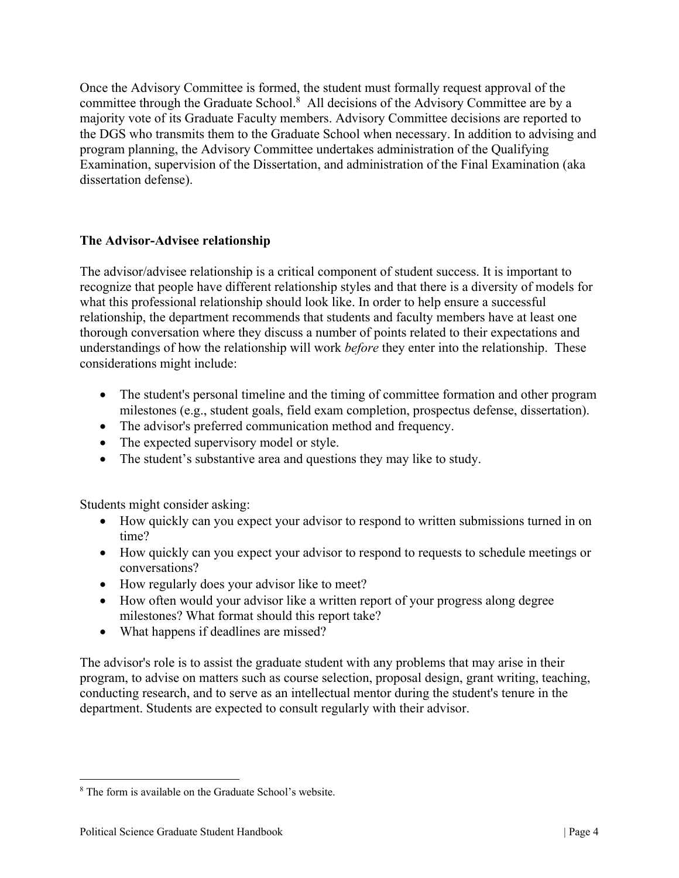Once the Advisory Committee is formed, the student must formally request approval of the committee through the Graduate School.[8] All decisions of the Advisory Committee are by a majority vote of its Graduate Faculty members. Advisory Committee decisions are reported to the DGS who transmits them to the Graduate School when necessary. In addition to advising and program planning, the Advisory Committee undertakes administration of the Qualifying Examination, supervision of the Dissertation, and administration of the Final Examination (aka dissertation defense).

### The Advisor-Advisee relationship

The advisor/advisee relationship is a critical component of student success. It is important to recognize that people have different relationship styles and that there is a diversity of models for what this professional relationship should look like. In order to help ensure a successful relationship, the department recommends that students and faculty members have at least one thorough conversation where they discuss a number of points related to their expectations and understandings of how the relationship will work *before* they enter into the relationship. These considerations might include:

- The student's personal timeline and the timing of committee formation and other program milestones (e.g., student goals, field exam completion, prospectus defense, dissertation).
- The advisor's preferred communication method and frequency.
- The expected supervisory model or style.
- The student's substantive area and questions they may like to study.

Students might consider asking:

- How quickly can you expect your advisor to respond to written submissions turned in on time?
- How quickly can you expect your advisor to respond to requests to schedule meetings or conversations?
- How regularly does your advisor like to meet?
- How often would your advisor like a written report of your progress along degree milestones? What format should this report take?
- What happens if deadlines are missed?

The advisor's role is to assist the graduate student with any problems that may arise in their program, to advise on matters such as course selection, proposal design, grant writing, teaching, conducting research, and to serve as an intellectual mentor during the student's tenure in the department. Students are expected to consult regularly with their advisor.

[8] The form is available on the Graduate School's website.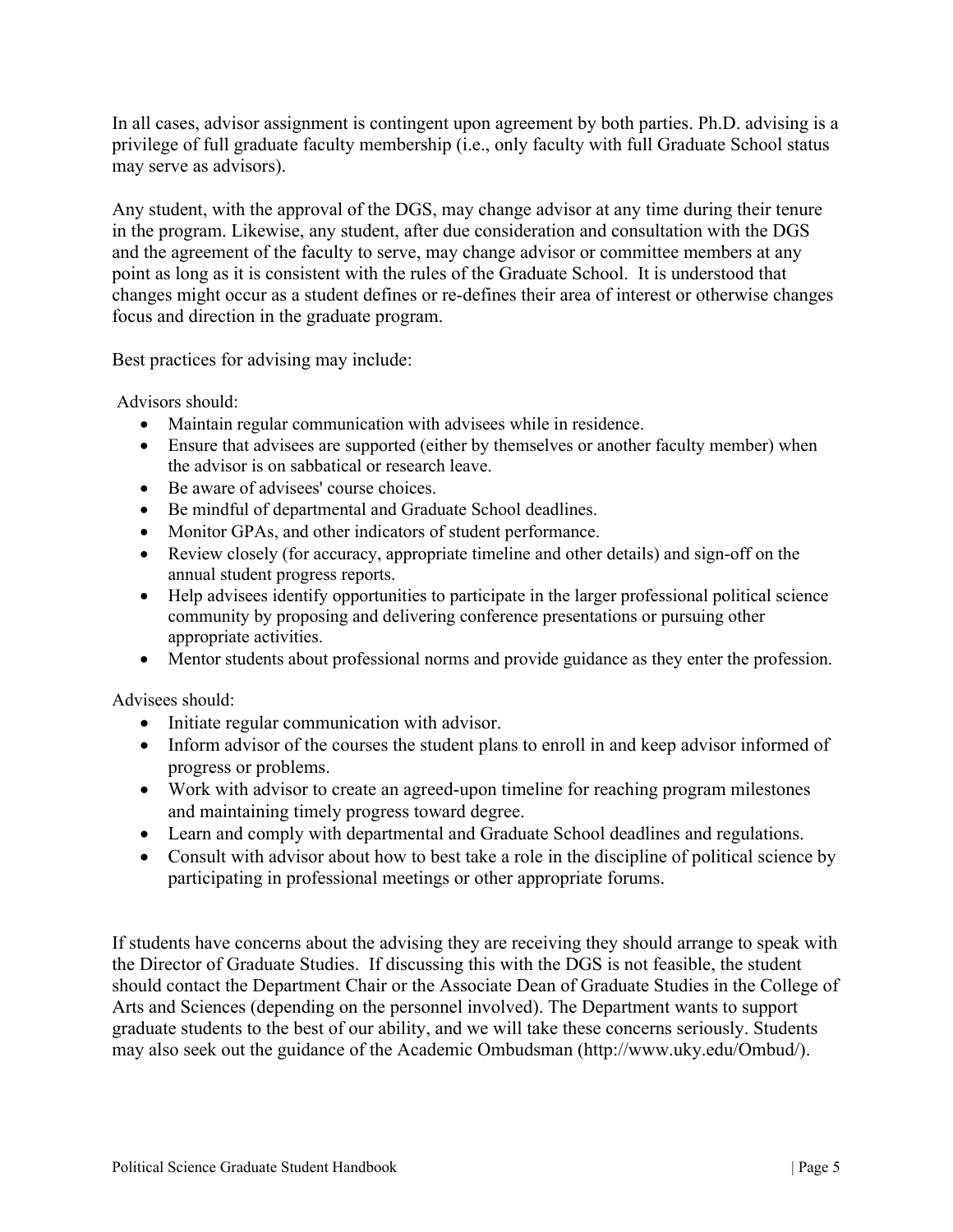In all cases, advisor assignment is contingent upon agreement by both parties. Ph.D. advising is a privilege of full graduate faculty membership (i.e., only faculty with full Graduate School status may serve as advisors).

Any student, with the approval of the DGS, may change advisor at any time during their tenure in the program. Likewise, any student, after due consideration and consultation with the DGS and the agreement of the faculty to serve, may change advisor or committee members at any point as long as it is consistent with the rules of the Graduate School. It is understood that changes might occur as a student defines or re-defines their area of interest or otherwise changes focus and direction in the graduate program.

Best practices for advising may include:

Advisors should:

- Maintain regular communication with advisees while in residence.
- Ensure that advisees are supported (either by themselves or another faculty member) when the advisor is on sabbatical or research leave.
- Be aware of advisees' course choices.
- Be mindful of departmental and Graduate School deadlines.
- Monitor GPAs, and other indicators of student performance.
- Review closely (for accuracy, appropriate timeline and other details) and sign-off on the annual student progress reports.
- Help advisees identify opportunities to participate in the larger professional political science community by proposing and delivering conference presentations or pursuing other appropriate activities.
- Mentor students about professional norms and provide guidance as they enter the profession.

Advisees should:

- Initiate regular communication with advisor.
- Inform advisor of the courses the student plans to enroll in and keep advisor informed of progress or problems.
- Work with advisor to create an agreed-upon timeline for reaching program milestones and maintaining timely progress toward degree.
- Learn and comply with departmental and Graduate School deadlines and regulations.
- Consult with advisor about how to best take a role in the discipline of political science by participating in professional meetings or other appropriate forums.

If students have concerns about the advising they are receiving they should arrange to speak with the Director of Graduate Studies. If discussing this with the DGS is not feasible, the student should contact the Department Chair or the Associate Dean of Graduate Studies in the College of Arts and Sciences (depending on the personnel involved). The Department wants to support graduate students to the best of our ability, and we will take these concerns seriously. Students may also seek out the guidance of the Academic Ombudsman (http://www.uky.edu/Ombud/).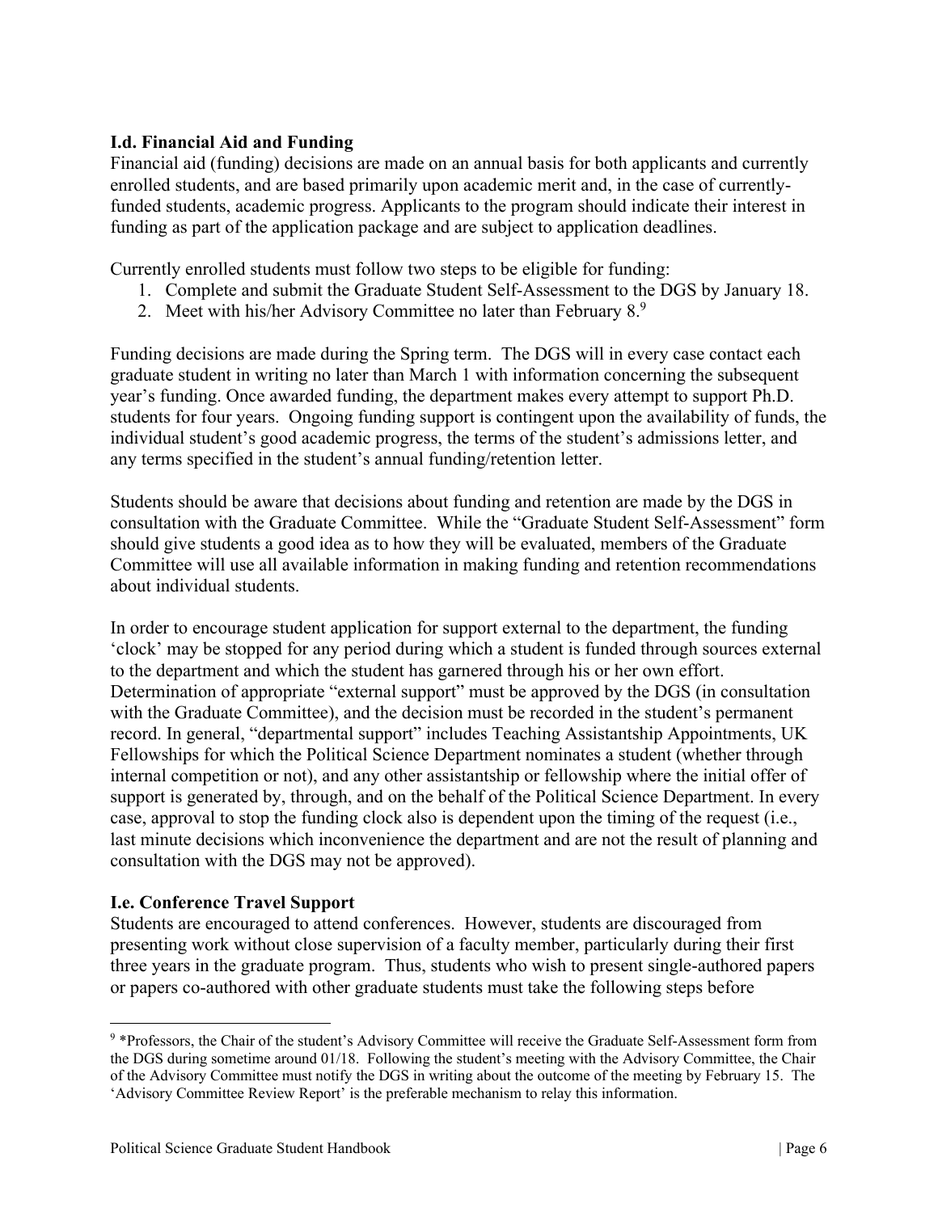### I.d. Financial Aid and Funding

Financial aid (funding) decisions are made on an annual basis for both applicants and currently enrolled students, and are based primarily upon academic merit and, in the case of currently-funded students, academic progress. Applicants to the program should indicate their interest in funding as part of the application package and are subject to application deadlines.

Currently enrolled students must follow two steps to be eligible for funding:

1. Complete and submit the Graduate Student Self-Assessment to the DGS by January 18.
2. Meet with his/her Advisory Committee no later than February 8.[9]

Funding decisions are made during the Spring term. The DGS will in every case contact each graduate student in writing no later than March 1 with information concerning the subsequent year's funding. Once awarded funding, the department makes every attempt to support Ph.D. students for four years. Ongoing funding support is contingent upon the availability of funds, the individual student's good academic progress, the terms of the student's admissions letter, and any terms specified in the student's annual funding/retention letter.

Students should be aware that decisions about funding and retention are made by the DGS in consultation with the Graduate Committee. While the "Graduate Student Self-Assessment" form should give students a good idea as to how they will be evaluated, members of the Graduate Committee will use all available information in making funding and retention recommendations about individual students.

In order to encourage student application for support external to the department, the funding 'clock' may be stopped for any period during which a student is funded through sources external to the department and which the student has garnered through his or her own effort. Determination of appropriate "external support" must be approved by the DGS (in consultation with the Graduate Committee), and the decision must be recorded in the student's permanent record. In general, "departmental support" includes Teaching Assistantship Appointments, UK Fellowships for which the Political Science Department nominates a student (whether through internal competition or not), and any other assistantship or fellowship where the initial offer of support is generated by, through, and on the behalf of the Political Science Department. In every case, approval to stop the funding clock also is dependent upon the timing of the request (i.e., last minute decisions which inconvenience the department and are not the result of planning and consultation with the DGS may not be approved).

### I.e. Conference Travel Support

Students are encouraged to attend conferences. However, students are discouraged from presenting work without close supervision of a faculty member, particularly during their first three years in the graduate program. Thus, students who wish to present single-authored papers or papers co-authored with other graduate students must take the following steps before

---

[9] *Professors, the Chair of the student's Advisory Committee will receive the Graduate Self-Assessment form from the DGS during sometime around 01/18. Following the student's meeting with the Advisory Committee, the Chair of the Advisory Committee must notify the DGS in writing about the outcome of the meeting by February 15. The 'Advisory Committee Review Report' is the preferable mechanism to relay this information.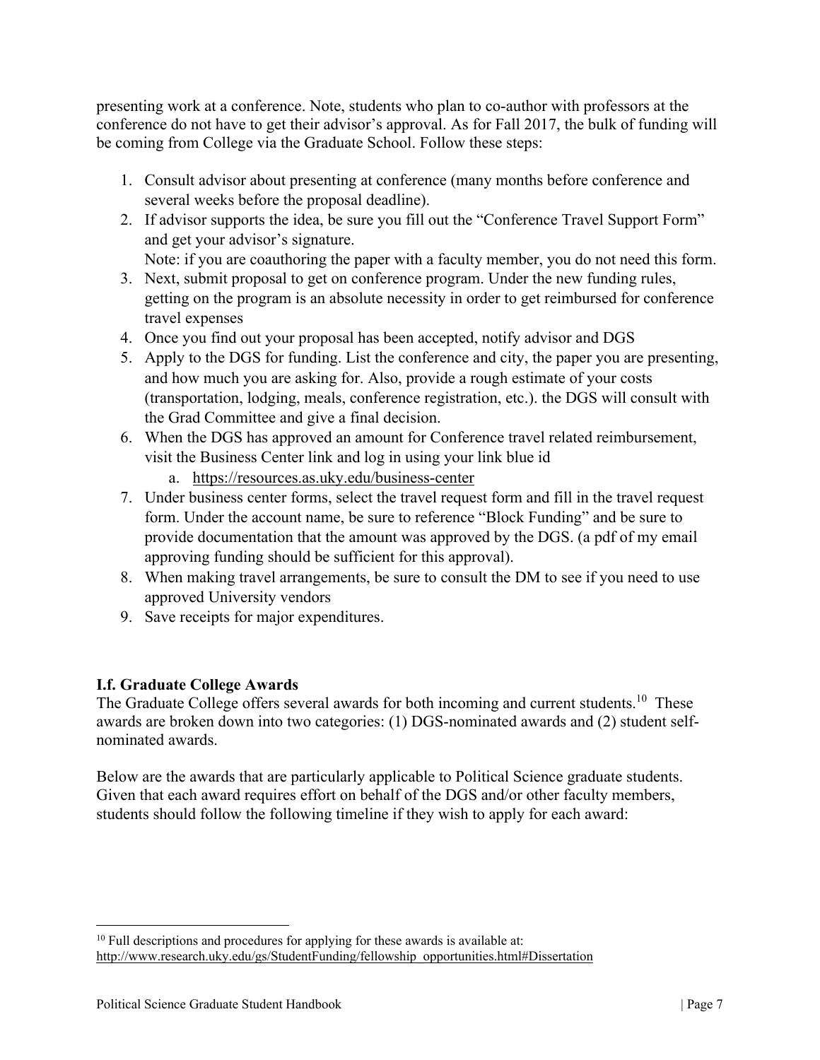presenting work at a conference. Note, students who plan to co-author with professors at the conference do not have to get their advisor's approval. As for Fall 2017, the bulk of funding will be coming from College via the Graduate School. Follow these steps:

1. Consult advisor about presenting at conference (many months before conference and several weeks before the proposal deadline).
2. If advisor supports the idea, be sure you fill out the "Conference Travel Support Form" and get your advisor's signature.
   Note: if you are coauthoring the paper with a faculty member, you do not need this form.
3. Next, submit proposal to get on conference program. Under the new funding rules, getting on the program is an absolute necessity in order to get reimbursed for conference travel expenses
4. Once you find out your proposal has been accepted, notify advisor and DGS
5. Apply to the DGS for funding. List the conference and city, the paper you are presenting, and how much you are asking for. Also, provide a rough estimate of your costs (transportation, lodging, meals, conference registration, etc.). the DGS will consult with the Grad Committee and give a final decision.
6. When the DGS has approved an amount for Conference travel related reimbursement, visit the Business Center link and log in using your link blue id
   a. https://resources.as.uky.edu/business-center
7. Under business center forms, select the travel request form and fill in the travel request form. Under the account name, be sure to reference "Block Funding" and be sure to provide documentation that the amount was approved by the DGS. (a pdf of my email approving funding should be sufficient for this approval).
8. When making travel arrangements, be sure to consult the DM to see if you need to use approved University vendors
9. Save receipts for major expenditures.

### I.f. Graduate College Awards

The Graduate College offers several awards for both incoming and current students.[10] These awards are broken down into two categories: (1) DGS-nominated awards and (2) student self-nominated awards.

Below are the awards that are particularly applicable to Political Science graduate students. Given that each award requires effort on behalf of the DGS and/or other faculty members, students should follow the following timeline if they wish to apply for each award:

---

[10] Full descriptions and procedures for applying for these awards is available at: http://www.research.uky.edu/gs/StudentFunding/fellowship_opportunities.html#Dissertation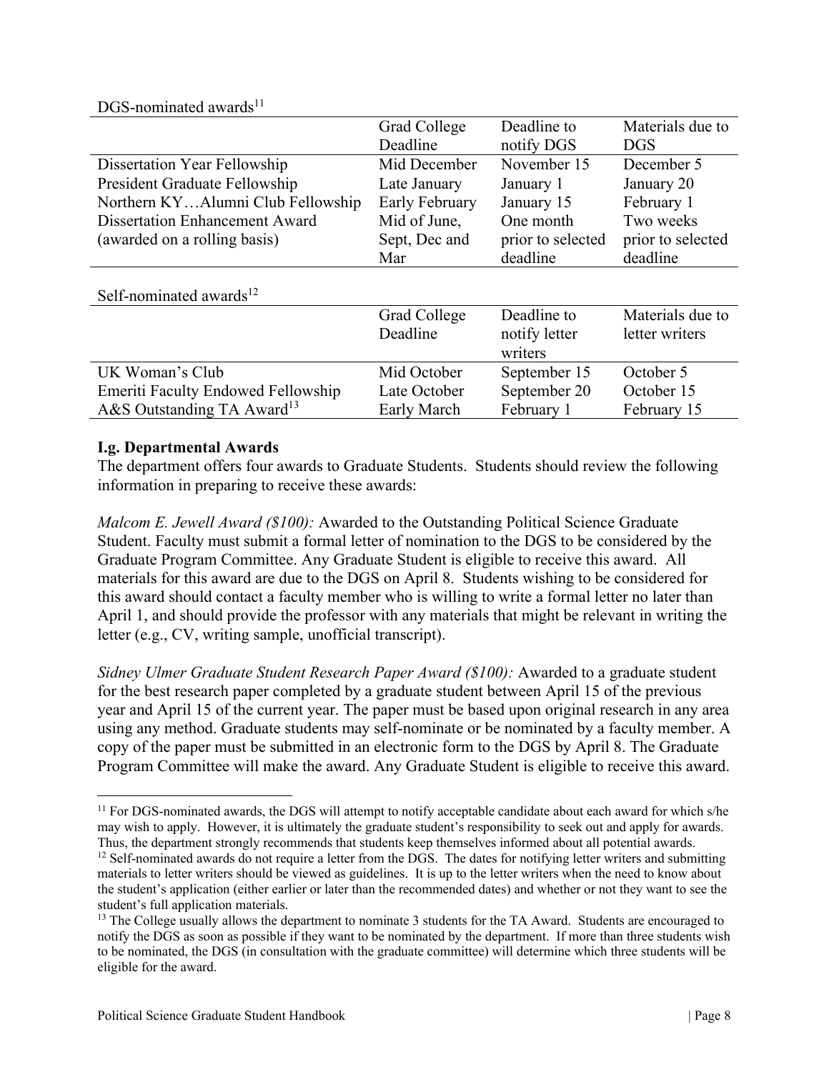DGS-nominated awards[11]

| | Grad College Deadline | Deadline to notify DGS | Materials due to DGS |
|---|---|---|---|
| Dissertation Year Fellowship | Mid December | November 15 | December 5 |
| President Graduate Fellowship | Late January | January 1 | January 20 |
| Northern KY…Alumni Club Fellowship | Early February | January 15 | February 1 |
| Dissertation Enhancement Award (awarded on a rolling basis) | Mid of June, Sept, Dec and Mar | One month prior to selected deadline | Two weeks prior to selected deadline |

Self-nominated awards[12]

| | Grad College Deadline | Deadline to notify letter writers | Materials due to letter writers |
|---|---|---|---|
| UK Woman's Club | Mid October | September 15 | October 5 |
| Emeriti Faculty Endowed Fellowship | Late October | September 20 | October 15 |
| A&S Outstanding TA Award[13] | Early March | February 1 | February 15 |

### I.g. Departmental Awards

The department offers four awards to Graduate Students. Students should review the following information in preparing to receive these awards:

*Malcom E. Jewell Award ($100):* Awarded to the Outstanding Political Science Graduate Student. Faculty must submit a formal letter of nomination to the DGS to be considered by the Graduate Program Committee. Any Graduate Student is eligible to receive this award. All materials for this award are due to the DGS on April 8. Students wishing to be considered for this award should contact a faculty member who is willing to write a formal letter no later than April 1, and should provide the professor with any materials that might be relevant in writing the letter (e.g., CV, writing sample, unofficial transcript).

*Sidney Ulmer Graduate Student Research Paper Award ($100):* Awarded to a graduate student for the best research paper completed by a graduate student between April 15 of the previous year and April 15 of the current year. The paper must be based upon original research in any area using any method. Graduate students may self-nominate or be nominated by a faculty member. A copy of the paper must be submitted in an electronic form to the DGS by April 8. The Graduate Program Committee will make the award. Any Graduate Student is eligible to receive this award.

---

[11] For DGS-nominated awards, the DGS will attempt to notify acceptable candidate about each award for which s/he may wish to apply. However, it is ultimately the graduate student's responsibility to seek out and apply for awards. Thus, the department strongly recommends that students keep themselves informed about all potential awards.

[12] Self-nominated awards do not require a letter from the DGS. The dates for notifying letter writers and submitting materials to letter writers should be viewed as guidelines. It is up to the letter writers when the need to know about the student's application (either earlier or later than the recommended dates) and whether or not they want to see the student's full application materials.

[13] The College usually allows the department to nominate 3 students for the TA Award. Students are encouraged to notify the DGS as soon as possible if they want to be nominated by the department. If more than three students wish to be nominated, the DGS (in consultation with the graduate committee) will determine which three students will be eligible for the award.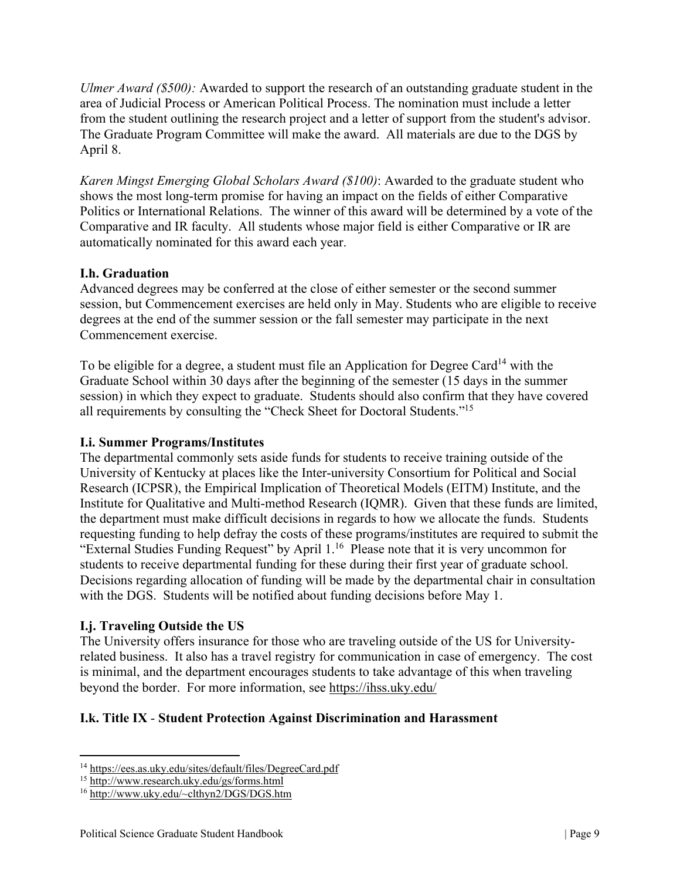*Ulmer Award ($500):* Awarded to support the research of an outstanding graduate student in the area of Judicial Process or American Political Process. The nomination must include a letter from the student outlining the research project and a letter of support from the student's advisor. The Graduate Program Committee will make the award. All materials are due to the DGS by April 8.

*Karen Mingst Emerging Global Scholars Award ($100)*: Awarded to the graduate student who shows the most long-term promise for having an impact on the fields of either Comparative Politics or International Relations. The winner of this award will be determined by a vote of the Comparative and IR faculty. All students whose major field is either Comparative or IR are automatically nominated for this award each year.

### I.h. Graduation

Advanced degrees may be conferred at the close of either semester or the second summer session, but Commencement exercises are held only in May. Students who are eligible to receive degrees at the end of the summer session or the fall semester may participate in the next Commencement exercise.

To be eligible for a degree, a student must file an Application for Degree Card[14] with the Graduate School within 30 days after the beginning of the semester (15 days in the summer session) in which they expect to graduate. Students should also confirm that they have covered all requirements by consulting the "Check Sheet for Doctoral Students."[15]

### I.i. Summer Programs/Institutes

The departmental commonly sets aside funds for students to receive training outside of the University of Kentucky at places like the Inter-university Consortium for Political and Social Research (ICPSR), the Empirical Implication of Theoretical Models (EITM) Institute, and the Institute for Qualitative and Multi-method Research (IQMR). Given that these funds are limited, the department must make difficult decisions in regards to how we allocate the funds. Students requesting funding to help defray the costs of these programs/institutes are required to submit the "External Studies Funding Request" by April 1.[16] Please note that it is very uncommon for students to receive departmental funding for these during their first year of graduate school. Decisions regarding allocation of funding will be made by the departmental chair in consultation with the DGS. Students will be notified about funding decisions before May 1.

### I.j. Traveling Outside the US

The University offers insurance for those who are traveling outside of the US for University-related business. It also has a travel registry for communication in case of emergency. The cost is minimal, and the department encourages students to take advantage of this when traveling beyond the border. For more information, see https://ihss.uky.edu/

### I.k. Title IX - Student Protection Against Discrimination and Harassment

---

[14] https://ees.as.uky.edu/sites/default/files/DegreeCard.pdf

[15] http://www.research.uky.edu/gs/forms.html

[16] http://www.uky.edu/~clthyn2/DGS/DGS.htm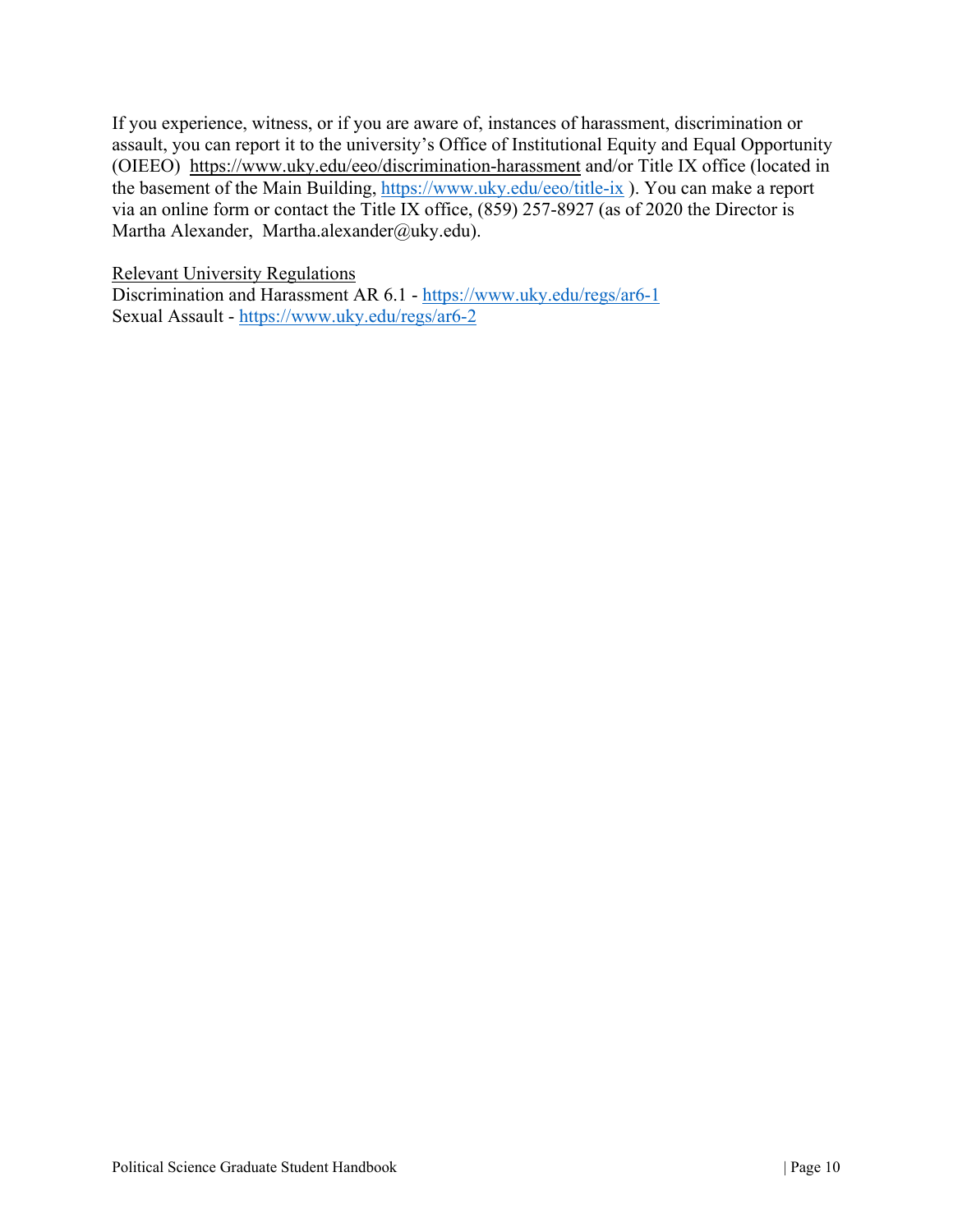If you experience, witness, or if you are aware of, instances of harassment, discrimination or assault, you can report it to the university's Office of Institutional Equity and Equal Opportunity (OIEEO) https://www.uky.edu/eeo/discrimination-harassment and/or Title IX office (located in the basement of the Main Building, https://www.uky.edu/eeo/title-ix ). You can make a report via an online form or contact the Title IX office, (859) 257-8927 (as of 2020 the Director is Martha Alexander, Martha.alexander@uky.edu).

<u>Relevant University Regulations</u>

Discrimination and Harassment AR 6.1 - https://www.uky.edu/regs/ar6-1
Sexual Assault - https://www.uky.edu/regs/ar6-2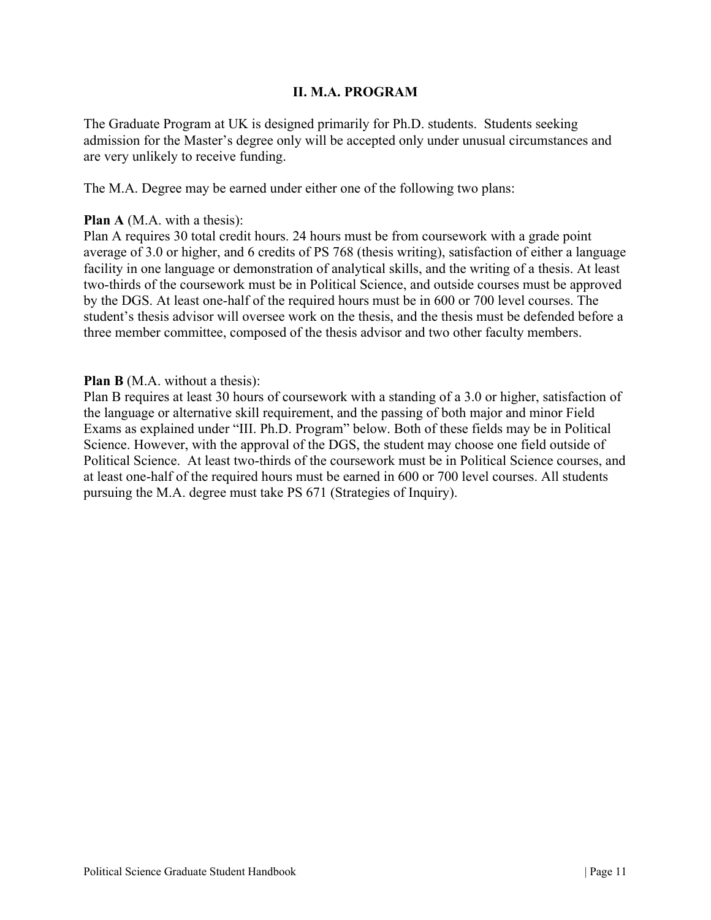## II. M.A. PROGRAM

The Graduate Program at UK is designed primarily for Ph.D. students. Students seeking admission for the Master's degree only will be accepted only under unusual circumstances and are very unlikely to receive funding.

The M.A. Degree may be earned under either one of the following two plans:

**Plan A** (M.A. with a thesis):
Plan A requires 30 total credit hours. 24 hours must be from coursework with a grade point average of 3.0 or higher, and 6 credits of PS 768 (thesis writing), satisfaction of either a language facility in one language or demonstration of analytical skills, and the writing of a thesis. At least two-thirds of the coursework must be in Political Science, and outside courses must be approved by the DGS. At least one-half of the required hours must be in 600 or 700 level courses. The student's thesis advisor will oversee work on the thesis, and the thesis must be defended before a three member committee, composed of the thesis advisor and two other faculty members.

**Plan B** (M.A. without a thesis):
Plan B requires at least 30 hours of coursework with a standing of a 3.0 or higher, satisfaction of the language or alternative skill requirement, and the passing of both major and minor Field Exams as explained under "III. Ph.D. Program" below. Both of these fields may be in Political Science. However, with the approval of the DGS, the student may choose one field outside of Political Science. At least two-thirds of the coursework must be in Political Science courses, and at least one-half of the required hours must be earned in 600 or 700 level courses. All students pursuing the M.A. degree must take PS 671 (Strategies of Inquiry).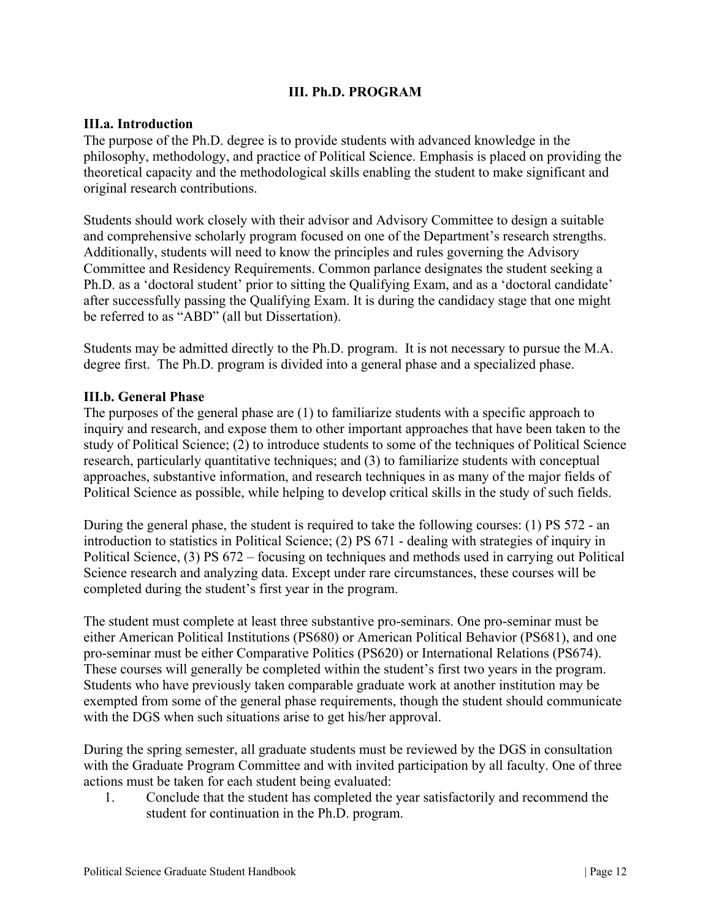# III. Ph.D. PROGRAM

## III.a. Introduction

The purpose of the Ph.D. degree is to provide students with advanced knowledge in the philosophy, methodology, and practice of Political Science. Emphasis is placed on providing the theoretical capacity and the methodological skills enabling the student to make significant and original research contributions.

Students should work closely with their advisor and Advisory Committee to design a suitable and comprehensive scholarly program focused on one of the Department's research strengths. Additionally, students will need to know the principles and rules governing the Advisory Committee and Residency Requirements. Common parlance designates the student seeking a Ph.D. as a 'doctoral student' prior to sitting the Qualifying Exam, and as a 'doctoral candidate' after successfully passing the Qualifying Exam. It is during the candidacy stage that one might be referred to as "ABD" (all but Dissertation).

Students may be admitted directly to the Ph.D. program. It is not necessary to pursue the M.A. degree first. The Ph.D. program is divided into a general phase and a specialized phase.

## III.b. General Phase

The purposes of the general phase are (1) to familiarize students with a specific approach to inquiry and research, and expose them to other important approaches that have been taken to the study of Political Science; (2) to introduce students to some of the techniques of Political Science research, particularly quantitative techniques; and (3) to familiarize students with conceptual approaches, substantive information, and research techniques in as many of the major fields of Political Science as possible, while helping to develop critical skills in the study of such fields.

During the general phase, the student is required to take the following courses: (1) PS 572 - an introduction to statistics in Political Science; (2) PS 671 - dealing with strategies of inquiry in Political Science, (3) PS 672 – focusing on techniques and methods used in carrying out Political Science research and analyzing data. Except under rare circumstances, these courses will be completed during the student's first year in the program.

The student must complete at least three substantive pro-seminars. One pro-seminar must be either American Political Institutions (PS680) or American Political Behavior (PS681), and one pro-seminar must be either Comparative Politics (PS620) or International Relations (PS674). These courses will generally be completed within the student's first two years in the program. Students who have previously taken comparable graduate work at another institution may be exempted from some of the general phase requirements, though the student should communicate with the DGS when such situations arise to get his/her approval.

During the spring semester, all graduate students must be reviewed by the DGS in consultation with the Graduate Program Committee and with invited participation by all faculty. One of three actions must be taken for each student being evaluated:

1. Conclude that the student has completed the year satisfactorily and recommend the student for continuation in the Ph.D. program.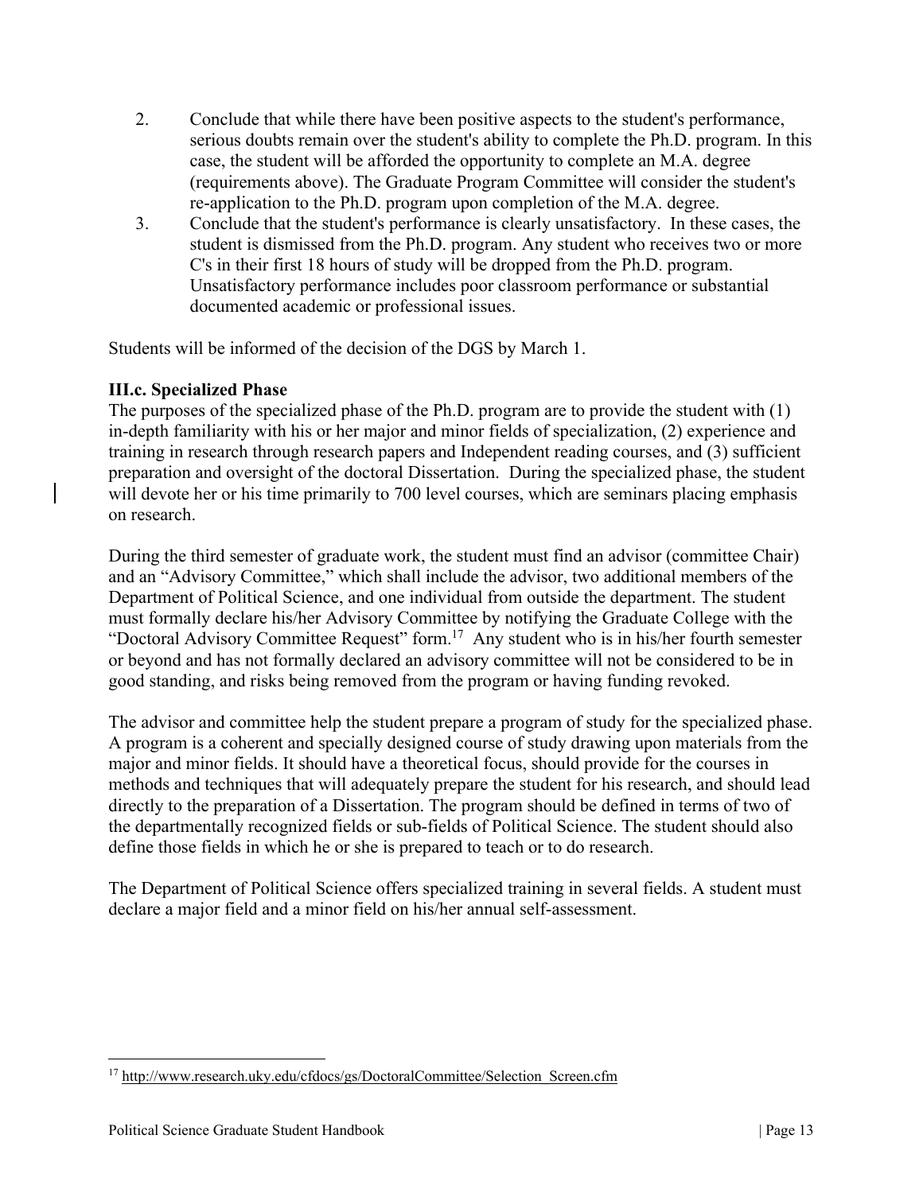2. Conclude that while there have been positive aspects to the student's performance, serious doubts remain over the student's ability to complete the Ph.D. program. In this case, the student will be afforded the opportunity to complete an M.A. degree (requirements above). The Graduate Program Committee will consider the student's re-application to the Ph.D. program upon completion of the M.A. degree.
3. Conclude that the student's performance is clearly unsatisfactory. In these cases, the student is dismissed from the Ph.D. program. Any student who receives two or more C's in their first 18 hours of study will be dropped from the Ph.D. program. Unsatisfactory performance includes poor classroom performance or substantial documented academic or professional issues.

Students will be informed of the decision of the DGS by March 1.

**III.c. Specialized Phase**

The purposes of the specialized phase of the Ph.D. program are to provide the student with (1) in-depth familiarity with his or her major and minor fields of specialization, (2) experience and training in research through research papers and Independent reading courses, and (3) sufficient preparation and oversight of the doctoral Dissertation. During the specialized phase, the student will devote her or his time primarily to 700 level courses, which are seminars placing emphasis on research.

During the third semester of graduate work, the student must find an advisor (committee Chair) and an "Advisory Committee," which shall include the advisor, two additional members of the Department of Political Science, and one individual from outside the department. The student must formally declare his/her Advisory Committee by notifying the Graduate College with the "Doctoral Advisory Committee Request" form.[17] Any student who is in his/her fourth semester or beyond and has not formally declared an advisory committee will not be considered to be in good standing, and risks being removed from the program or having funding revoked.

The advisor and committee help the student prepare a program of study for the specialized phase. A program is a coherent and specially designed course of study drawing upon materials from the major and minor fields. It should have a theoretical focus, should provide for the courses in methods and techniques that will adequately prepare the student for his research, and should lead directly to the preparation of a Dissertation. The program should be defined in terms of two of the departmentally recognized fields or sub-fields of Political Science. The student should also define those fields in which he or she is prepared to teach or to do research.

The Department of Political Science offers specialized training in several fields. A student must declare a major field and a minor field on his/her annual self-assessment.

[17] http://www.research.uky.edu/cfdocs/gs/DoctoralCommittee/Selection_Screen.cfm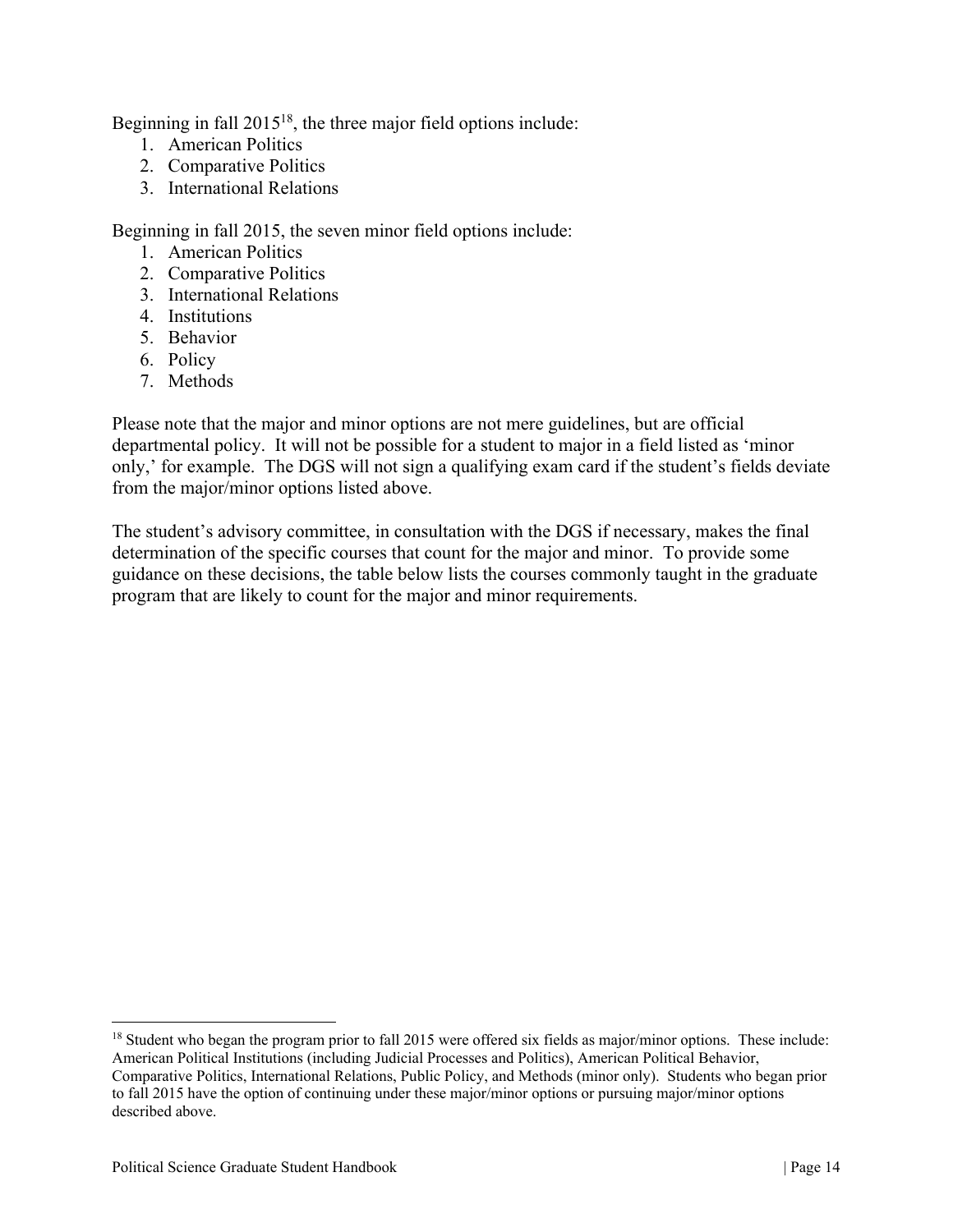Beginning in fall 2015[18], the three major field options include:

1. American Politics
2. Comparative Politics
3. International Relations

Beginning in fall 2015, the seven minor field options include:

1. American Politics
2. Comparative Politics
3. International Relations
4. Institutions
5. Behavior
6. Policy
7. Methods

Please note that the major and minor options are not mere guidelines, but are official departmental policy. It will not be possible for a student to major in a field listed as 'minor only,' for example. The DGS will not sign a qualifying exam card if the student's fields deviate from the major/minor options listed above.

The student's advisory committee, in consultation with the DGS if necessary, makes the final determination of the specific courses that count for the major and minor. To provide some guidance on these decisions, the table below lists the courses commonly taught in the graduate program that are likely to count for the major and minor requirements.

---

[18] Student who began the program prior to fall 2015 were offered six fields as major/minor options. These include: American Political Institutions (including Judicial Processes and Politics), American Political Behavior, Comparative Politics, International Relations, Public Policy, and Methods (minor only). Students who began prior to fall 2015 have the option of continuing under these major/minor options or pursuing major/minor options described above.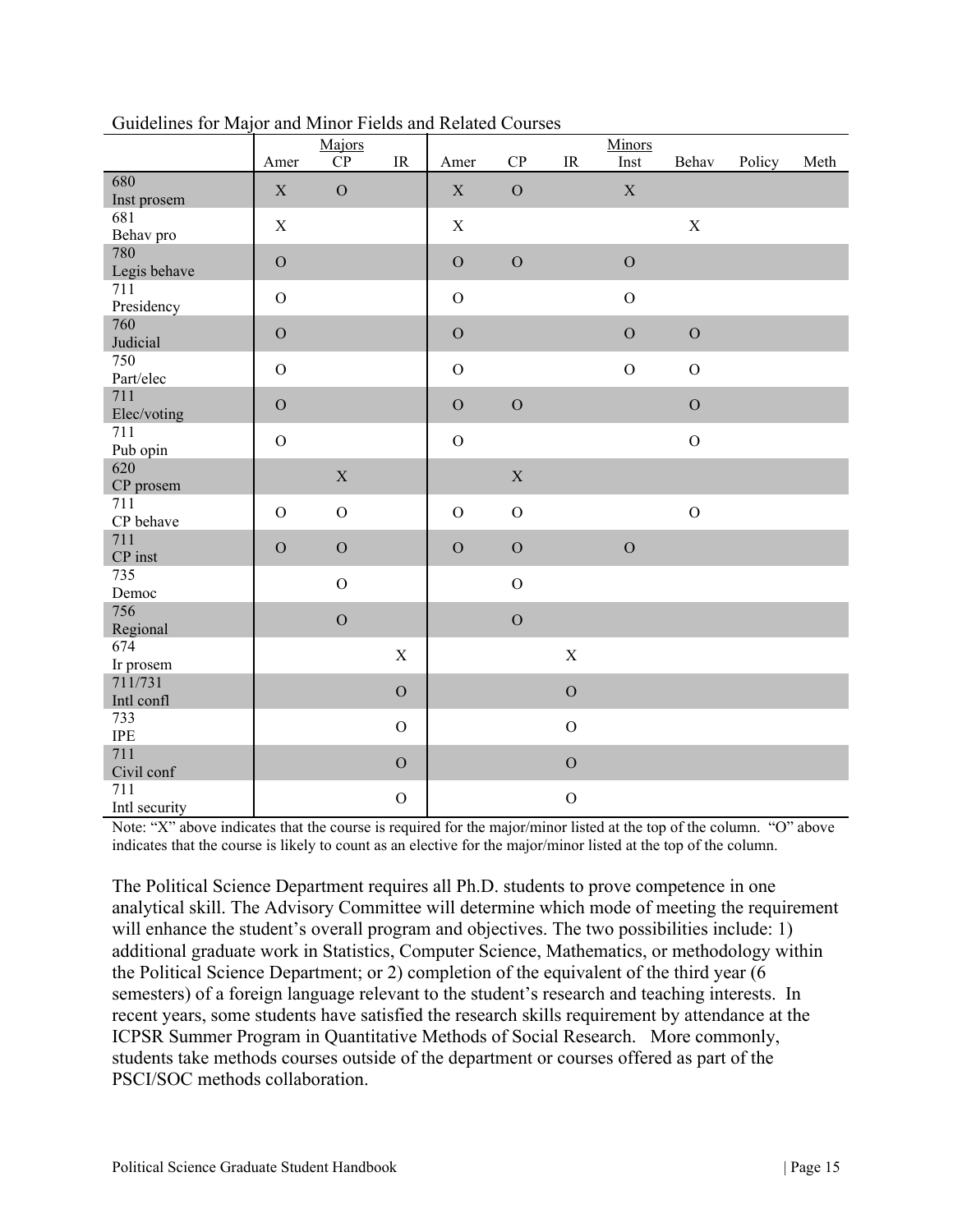Guidelines for Major and Minor Fields and Related Courses

| | Majors | | | Minors | | | | | | |
|---|---|---|---|---|---|---|---|---|---|---|
| | Amer | CP | IR | Amer | CP | IR | Inst | Behav | Policy | Meth |
| 680 Inst prosem | X | O | | X | O | | X | | | |
| 681 Behav pro | X | | | X | | | | X | | |
| 780 Legis behave | O | | | O | O | | O | | | |
| 711 Presidency | O | | | O | | | O | | | |
| 760 Judicial | O | | | O | | | O | O | | |
| 750 Part/elec | O | | | O | | | O | O | | |
| 711 Elec/voting | O | | | O | O | | | O | | |
| 711 Pub opin | O | | | O | | | | O | | |
| 620 CP prosem | | X | | | X | | | | | |
| 711 CP behave | O | O | | O | O | | | O | | |
| 711 CP inst | O | O | | O | O | | O | | | |
| 735 Democ | | O | | | O | | | | | |
| 756 Regional | | O | | | O | | | | | |
| 674 Ir prosem | | | X | | | X | | | | |
| 711/731 Intl confl | | | O | | | O | | | | |
| 733 IPE | | | O | | | O | | | | |
| 711 Civil conf | | | O | | | O | | | | |
| 711 Intl security | | | O | | | O | | | | |

Note: "X" above indicates that the course is required for the major/minor listed at the top of the column. "O" above indicates that the course is likely to count as an elective for the major/minor listed at the top of the column.

The Political Science Department requires all Ph.D. students to prove competence in one analytical skill. The Advisory Committee will determine which mode of meeting the requirement will enhance the student's overall program and objectives. The two possibilities include: 1) additional graduate work in Statistics, Computer Science, Mathematics, or methodology within the Political Science Department; or 2) completion of the equivalent of the third year (6 semesters) of a foreign language relevant to the student's research and teaching interests. In recent years, some students have satisfied the research skills requirement by attendance at the ICPSR Summer Program in Quantitative Methods of Social Research. More commonly, students take methods courses outside of the department or courses offered as part of the PSCI/SOC methods collaboration.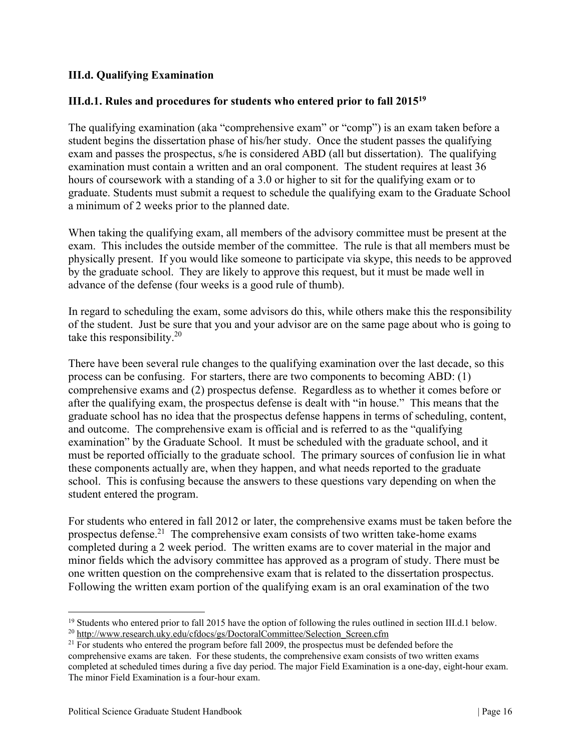### III.d. Qualifying Examination

### III.d.1. Rules and procedures for students who entered prior to fall 2015[19]

The qualifying examination (aka "comprehensive exam" or "comp") is an exam taken before a student begins the dissertation phase of his/her study. Once the student passes the qualifying exam and passes the prospectus, s/he is considered ABD (all but dissertation). The qualifying examination must contain a written and an oral component. The student requires at least 36 hours of coursework with a standing of a 3.0 or higher to sit for the qualifying exam or to graduate. Students must submit a request to schedule the qualifying exam to the Graduate School a minimum of 2 weeks prior to the planned date.

When taking the qualifying exam, all members of the advisory committee must be present at the exam. This includes the outside member of the committee. The rule is that all members must be physically present. If you would like someone to participate via skype, this needs to be approved by the graduate school. They are likely to approve this request, but it must be made well in advance of the defense (four weeks is a good rule of thumb).

In regard to scheduling the exam, some advisors do this, while others make this the responsibility of the student. Just be sure that you and your advisor are on the same page about who is going to take this responsibility.[20]

There have been several rule changes to the qualifying examination over the last decade, so this process can be confusing. For starters, there are two components to becoming ABD: (1) comprehensive exams and (2) prospectus defense. Regardless as to whether it comes before or after the qualifying exam, the prospectus defense is dealt with "in house." This means that the graduate school has no idea that the prospectus defense happens in terms of scheduling, content, and outcome. The comprehensive exam is official and is referred to as the "qualifying examination" by the Graduate School. It must be scheduled with the graduate school, and it must be reported officially to the graduate school. The primary sources of confusion lie in what these components actually are, when they happen, and what needs reported to the graduate school. This is confusing because the answers to these questions vary depending on when the student entered the program.

For students who entered in fall 2012 or later, the comprehensive exams must be taken before the prospectus defense.[21] The comprehensive exam consists of two written take-home exams completed during a 2 week period. The written exams are to cover material in the major and minor fields which the advisory committee has approved as a program of study. There must be one written question on the comprehensive exam that is related to the dissertation prospectus. Following the written exam portion of the qualifying exam is an oral examination of the two

---

[19] Students who entered prior to fall 2015 have the option of following the rules outlined in section III.d.1 below.

[20] http://www.research.uky.edu/cfdocs/gs/DoctoralCommittee/Selection_Screen.cfm

[21] For students who entered the program before fall 2009, the prospectus must be defended before the comprehensive exams are taken. For these students, the comprehensive exam consists of two written exams completed at scheduled times during a five day period. The major Field Examination is a one-day, eight-hour exam. The minor Field Examination is a four-hour exam.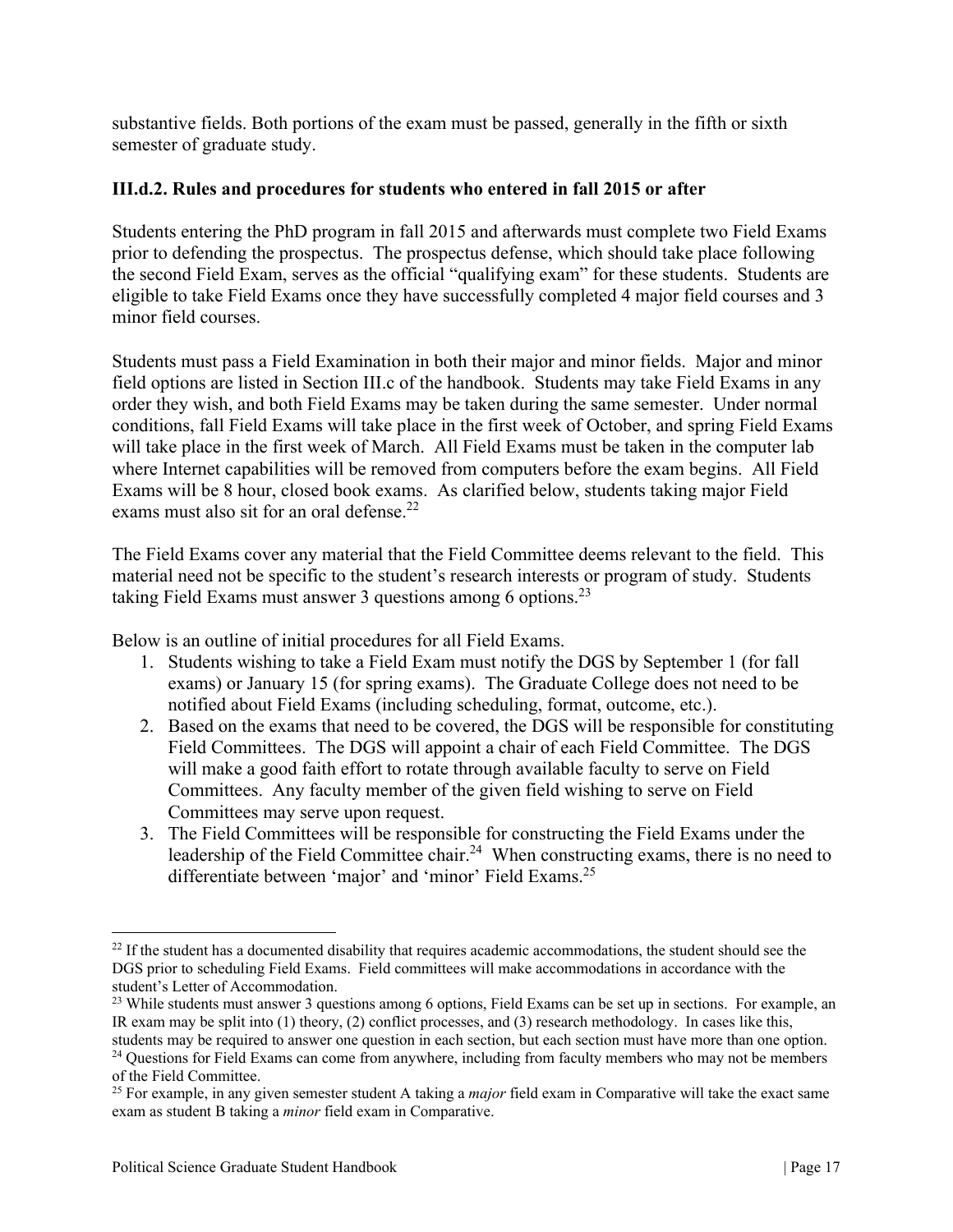substantive fields. Both portions of the exam must be passed, generally in the fifth or sixth semester of graduate study.

### III.d.2. Rules and procedures for students who entered in fall 2015 or after

Students entering the PhD program in fall 2015 and afterwards must complete two Field Exams prior to defending the prospectus. The prospectus defense, which should take place following the second Field Exam, serves as the official "qualifying exam" for these students. Students are eligible to take Field Exams once they have successfully completed 4 major field courses and 3 minor field courses.

Students must pass a Field Examination in both their major and minor fields. Major and minor field options are listed in Section III.c of the handbook. Students may take Field Exams in any order they wish, and both Field Exams may be taken during the same semester. Under normal conditions, fall Field Exams will take place in the first week of October, and spring Field Exams will take place in the first week of March. All Field Exams must be taken in the computer lab where Internet capabilities will be removed from computers before the exam begins. All Field Exams will be 8 hour, closed book exams. As clarified below, students taking major Field exams must also sit for an oral defense.[22]

The Field Exams cover any material that the Field Committee deems relevant to the field. This material need not be specific to the student's research interests or program of study. Students taking Field Exams must answer 3 questions among 6 options.[23]

Below is an outline of initial procedures for all Field Exams.

1. Students wishing to take a Field Exam must notify the DGS by September 1 (for fall exams) or January 15 (for spring exams). The Graduate College does not need to be notified about Field Exams (including scheduling, format, outcome, etc.).
2. Based on the exams that need to be covered, the DGS will be responsible for constituting Field Committees. The DGS will appoint a chair of each Field Committee. The DGS will make a good faith effort to rotate through available faculty to serve on Field Committees. Any faculty member of the given field wishing to serve on Field Committees may serve upon request.
3. The Field Committees will be responsible for constructing the Field Exams under the leadership of the Field Committee chair.[24] When constructing exams, there is no need to differentiate between 'major' and 'minor' Field Exams.[25]

---

[22] If the student has a documented disability that requires academic accommodations, the student should see the DGS prior to scheduling Field Exams. Field committees will make accommodations in accordance with the student's Letter of Accommodation.

[23] While students must answer 3 questions among 6 options, Field Exams can be set up in sections. For example, an IR exam may be split into (1) theory, (2) conflict processes, and (3) research methodology. In cases like this, students may be required to answer one question in each section, but each section must have more than one option.

[24] Questions for Field Exams can come from anywhere, including from faculty members who may not be members of the Field Committee.

[25] For example, in any given semester student A taking a *major* field exam in Comparative will take the exact same exam as student B taking a *minor* field exam in Comparative.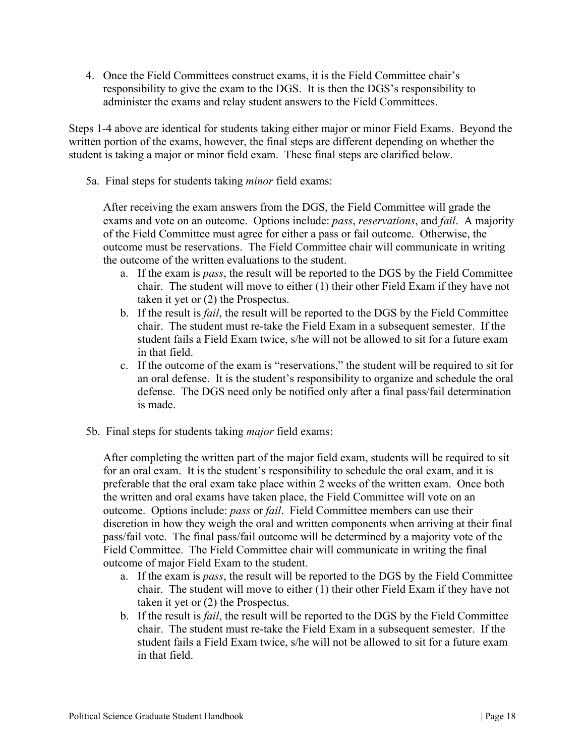4. Once the Field Committees construct exams, it is the Field Committee chair's responsibility to give the exam to the DGS. It is then the DGS's responsibility to administer the exams and relay student answers to the Field Committees.

Steps 1-4 above are identical for students taking either major or minor Field Exams. Beyond the written portion of the exams, however, the final steps are different depending on whether the student is taking a major or minor field exam. These final steps are clarified below.

5a. Final steps for students taking *minor* field exams:

After receiving the exam answers from the DGS, the Field Committee will grade the exams and vote on an outcome. Options include: *pass*, *reservations*, and *fail*. A majority of the Field Committee must agree for either a pass or fail outcome. Otherwise, the outcome must be reservations. The Field Committee chair will communicate in writing the outcome of the written evaluations to the student.

   a. If the exam is *pass*, the result will be reported to the DGS by the Field Committee chair. The student will move to either (1) their other Field Exam if they have not taken it yet or (2) the Prospectus.
   b. If the result is *fail*, the result will be reported to the DGS by the Field Committee chair. The student must re-take the Field Exam in a subsequent semester. If the student fails a Field Exam twice, s/he will not be allowed to sit for a future exam in that field.
   c. If the outcome of the exam is "reservations," the student will be required to sit for an oral defense. It is the student's responsibility to organize and schedule the oral defense. The DGS need only be notified only after a final pass/fail determination is made.

5b. Final steps for students taking *major* field exams:

After completing the written part of the major field exam, students will be required to sit for an oral exam. It is the student's responsibility to schedule the oral exam, and it is preferable that the oral exam take place within 2 weeks of the written exam. Once both the written and oral exams have taken place, the Field Committee will vote on an outcome. Options include: *pass* or *fail*. Field Committee members can use their discretion in how they weigh the oral and written components when arriving at their final pass/fail vote. The final pass/fail outcome will be determined by a majority vote of the Field Committee. The Field Committee chair will communicate in writing the final outcome of major Field Exam to the student.

   a. If the exam is *pass*, the result will be reported to the DGS by the Field Committee chair. The student will move to either (1) their other Field Exam if they have not taken it yet or (2) the Prospectus.
   b. If the result is *fail*, the result will be reported to the DGS by the Field Committee chair. The student must re-take the Field Exam in a subsequent semester. If the student fails a Field Exam twice, s/he will not be allowed to sit for a future exam in that field.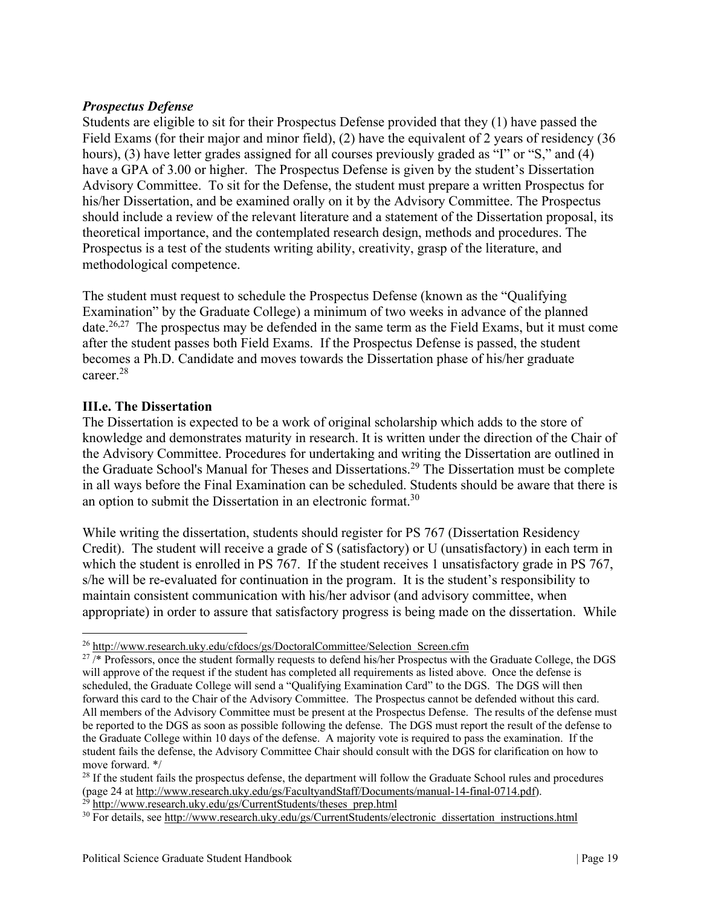***Prospectus Defense***

Students are eligible to sit for their Prospectus Defense provided that they (1) have passed the Field Exams (for their major and minor field), (2) have the equivalent of 2 years of residency (36 hours), (3) have letter grades assigned for all courses previously graded as "I" or "S," and (4) have a GPA of 3.00 or higher. The Prospectus Defense is given by the student's Dissertation Advisory Committee. To sit for the Defense, the student must prepare a written Prospectus for his/her Dissertation, and be examined orally on it by the Advisory Committee. The Prospectus should include a review of the relevant literature and a statement of the Dissertation proposal, its theoretical importance, and the contemplated research design, methods and procedures. The Prospectus is a test of the students writing ability, creativity, grasp of the literature, and methodological competence.

The student must request to schedule the Prospectus Defense (known as the "Qualifying Examination" by the Graduate College) a minimum of two weeks in advance of the planned date.[26,27] The prospectus may be defended in the same term as the Field Exams, but it must come after the student passes both Field Exams. If the Prospectus Defense is passed, the student becomes a Ph.D. Candidate and moves towards the Dissertation phase of his/her graduate career.[28]

**III.e. The Dissertation**

The Dissertation is expected to be a work of original scholarship which adds to the store of knowledge and demonstrates maturity in research. It is written under the direction of the Chair of the Advisory Committee. Procedures for undertaking and writing the Dissertation are outlined in the Graduate School's Manual for Theses and Dissertations.[29] The Dissertation must be complete in all ways before the Final Examination can be scheduled. Students should be aware that there is an option to submit the Dissertation in an electronic format.[30]

While writing the dissertation, students should register for PS 767 (Dissertation Residency Credit). The student will receive a grade of S (satisfactory) or U (unsatisfactory) in each term in which the student is enrolled in PS 767. If the student receives 1 unsatisfactory grade in PS 767, s/he will be re-evaluated for continuation in the program. It is the student's responsibility to maintain consistent communication with his/her advisor (and advisory committee, when appropriate) in order to assure that satisfactory progress is being made on the dissertation. While

---

[26] http://www.research.uky.edu/cfdocs/gs/DoctoralCommittee/Selection_Screen.cfm

[27] /* Professors, once the student formally requests to defend his/her Prospectus with the Graduate College, the DGS will approve of the request if the student has completed all requirements as listed above. Once the defense is scheduled, the Graduate College will send a "Qualifying Examination Card" to the DGS. The DGS will then forward this card to the Chair of the Advisory Committee. The Prospectus cannot be defended without this card. All members of the Advisory Committee must be present at the Prospectus Defense. The results of the defense must be reported to the DGS as soon as possible following the defense. The DGS must report the result of the defense to the Graduate College within 10 days of the defense. A majority vote is required to pass the examination. If the student fails the defense, the Advisory Committee Chair should consult with the DGS for clarification on how to move forward. */

[28] If the student fails the prospectus defense, the department will follow the Graduate School rules and procedures (page 24 at http://www.research.uky.edu/gs/FacultyandStaff/Documents/manual-14-final-0714.pdf).

[29] http://www.research.uky.edu/gs/CurrentStudents/theses_prep.html

[30] For details, see http://www.research.uky.edu/gs/CurrentStudents/electronic_dissertation_instructions.html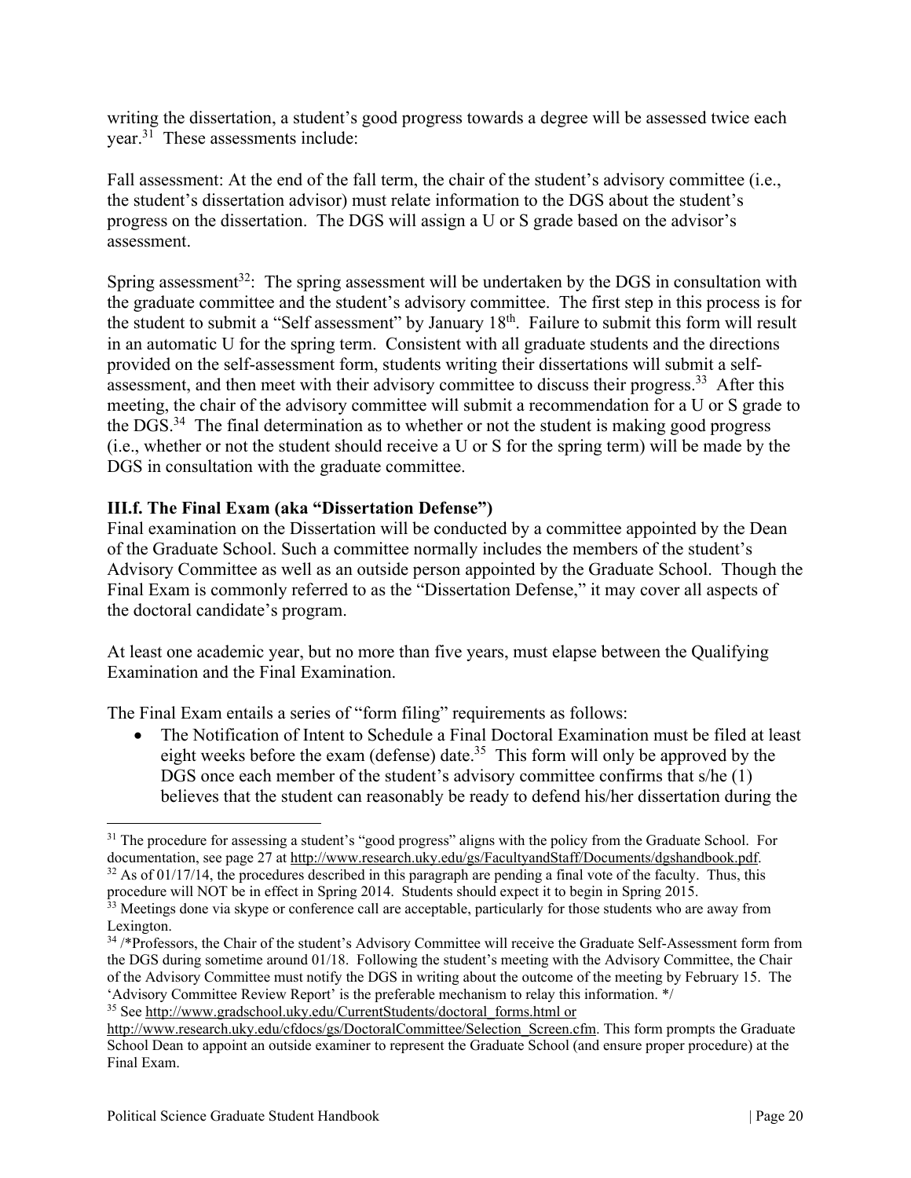writing the dissertation, a student's good progress towards a degree will be assessed twice each year.[31] These assessments include:

Fall assessment: At the end of the fall term, the chair of the student's advisory committee (i.e., the student's dissertation advisor) must relate information to the DGS about the student's progress on the dissertation. The DGS will assign a U or S grade based on the advisor's assessment.

Spring assessment[32]: The spring assessment will be undertaken by the DGS in consultation with the graduate committee and the student's advisory committee. The first step in this process is for the student to submit a "Self assessment" by January 18th. Failure to submit this form will result in an automatic U for the spring term. Consistent with all graduate students and the directions provided on the self-assessment form, students writing their dissertations will submit a self-assessment, and then meet with their advisory committee to discuss their progress.[33] After this meeting, the chair of the advisory committee will submit a recommendation for a U or S grade to the DGS.[34] The final determination as to whether or not the student is making good progress (i.e., whether or not the student should receive a U or S for the spring term) will be made by the DGS in consultation with the graduate committee.

### III.f. The Final Exam (aka "Dissertation Defense")

Final examination on the Dissertation will be conducted by a committee appointed by the Dean of the Graduate School. Such a committee normally includes the members of the student's Advisory Committee as well as an outside person appointed by the Graduate School. Though the Final Exam is commonly referred to as the "Dissertation Defense," it may cover all aspects of the doctoral candidate's program.

At least one academic year, but no more than five years, must elapse between the Qualifying Examination and the Final Examination.

The Final Exam entails a series of "form filing" requirements as follows:

- The Notification of Intent to Schedule a Final Doctoral Examination must be filed at least eight weeks before the exam (defense) date.[35] This form will only be approved by the DGS once each member of the student's advisory committee confirms that s/he (1) believes that the student can reasonably be ready to defend his/her dissertation during the

---

[31] The procedure for assessing a student's "good progress" aligns with the policy from the Graduate School. For documentation, see page 27 at http://www.research.uky.edu/gs/FacultyandStaff/Documents/dgshandbook.pdf.

[32] As of 01/17/14, the procedures described in this paragraph are pending a final vote of the faculty. Thus, this procedure will NOT be in effect in Spring 2014. Students should expect it to begin in Spring 2015.

[33] Meetings done via skype or conference call are acceptable, particularly for those students who are away from Lexington.

[34] /*Professors, the Chair of the student's Advisory Committee will receive the Graduate Self-Assessment form from the DGS during sometime around 01/18. Following the student's meeting with the Advisory Committee, the Chair of the Advisory Committee must notify the DGS in writing about the outcome of the meeting by February 15. The 'Advisory Committee Review Report' is the preferable mechanism to relay this information. */

[35] See http://www.gradschool.uky.edu/CurrentStudents/doctoral_forms.html or http://www.research.uky.edu/cfdocs/gs/DoctoralCommittee/Selection_Screen.cfm. This form prompts the Graduate School Dean to appoint an outside examiner to represent the Graduate School (and ensure proper procedure) at the Final Exam.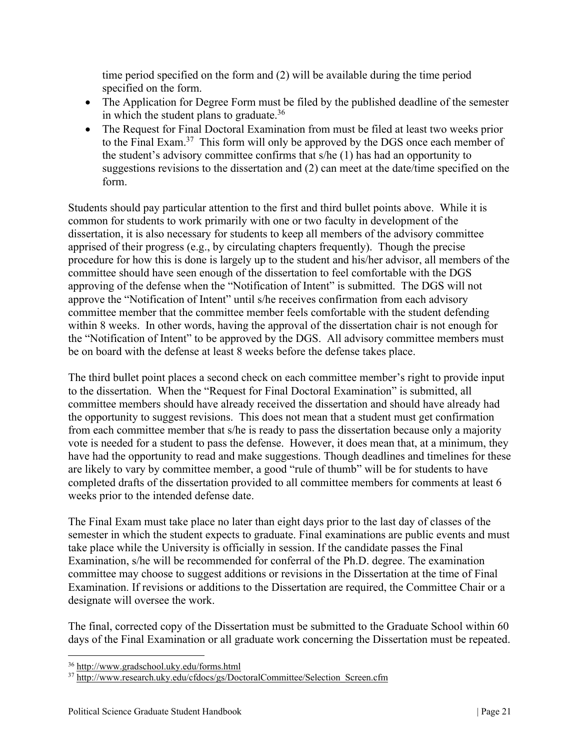time period specified on the form and (2) will be available during the time period specified on the form.

- The Application for Degree Form must be filed by the published deadline of the semester in which the student plans to graduate.[36]
- The Request for Final Doctoral Examination from must be filed at least two weeks prior to the Final Exam.[37] This form will only be approved by the DGS once each member of the student's advisory committee confirms that s/he (1) has had an opportunity to suggestions revisions to the dissertation and (2) can meet at the date/time specified on the form.

Students should pay particular attention to the first and third bullet points above. While it is common for students to work primarily with one or two faculty in development of the dissertation, it is also necessary for students to keep all members of the advisory committee apprised of their progress (e.g., by circulating chapters frequently). Though the precise procedure for how this is done is largely up to the student and his/her advisor, all members of the committee should have seen enough of the dissertation to feel comfortable with the DGS approving of the defense when the "Notification of Intent" is submitted. The DGS will not approve the "Notification of Intent" until s/he receives confirmation from each advisory committee member that the committee member feels comfortable with the student defending within 8 weeks. In other words, having the approval of the dissertation chair is not enough for the "Notification of Intent" to be approved by the DGS. All advisory committee members must be on board with the defense at least 8 weeks before the defense takes place.

The third bullet point places a second check on each committee member's right to provide input to the dissertation. When the "Request for Final Doctoral Examination" is submitted, all committee members should have already received the dissertation and should have already had the opportunity to suggest revisions. This does not mean that a student must get confirmation from each committee member that s/he is ready to pass the dissertation because only a majority vote is needed for a student to pass the defense. However, it does mean that, at a minimum, they have had the opportunity to read and make suggestions. Though deadlines and timelines for these are likely to vary by committee member, a good "rule of thumb" will be for students to have completed drafts of the dissertation provided to all committee members for comments at least 6 weeks prior to the intended defense date.

The Final Exam must take place no later than eight days prior to the last day of classes of the semester in which the student expects to graduate. Final examinations are public events and must take place while the University is officially in session. If the candidate passes the Final Examination, s/he will be recommended for conferral of the Ph.D. degree. The examination committee may choose to suggest additions or revisions in the Dissertation at the time of Final Examination. If revisions or additions to the Dissertation are required, the Committee Chair or a designate will oversee the work.

The final, corrected copy of the Dissertation must be submitted to the Graduate School within 60 days of the Final Examination or all graduate work concerning the Dissertation must be repeated.

---

[36] http://www.gradschool.uky.edu/forms.html

[37] http://www.research.uky.edu/cfdocs/gs/DoctoralCommittee/Selection_Screen.cfm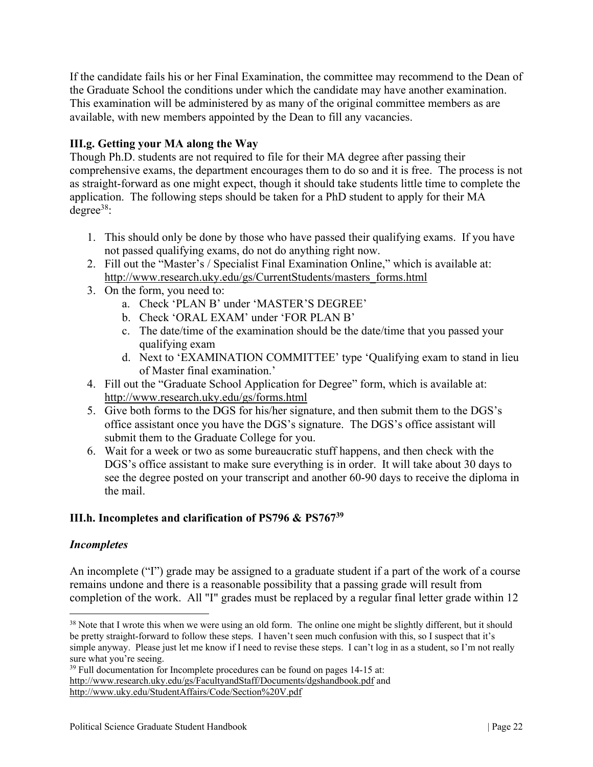If the candidate fails his or her Final Examination, the committee may recommend to the Dean of the Graduate School the conditions under which the candidate may have another examination. This examination will be administered by as many of the original committee members as are available, with new members appointed by the Dean to fill any vacancies.

### III.g. Getting your MA along the Way

Though Ph.D. students are not required to file for their MA degree after passing their comprehensive exams, the department encourages them to do so and it is free. The process is not as straight-forward as one might expect, though it should take students little time to complete the application. The following steps should be taken for a PhD student to apply for their MA degree[38]:

1. This should only be done by those who have passed their qualifying exams. If you have not passed qualifying exams, do not do anything right now.
2. Fill out the "Master's / Specialist Final Examination Online," which is available at: http://www.research.uky.edu/gs/CurrentStudents/masters_forms.html
3. On the form, you need to:
   a. Check 'PLAN B' under 'MASTER'S DEGREE'
   b. Check 'ORAL EXAM' under 'FOR PLAN B'
   c. The date/time of the examination should be the date/time that you passed your qualifying exam
   d. Next to 'EXAMINATION COMMITTEE' type 'Qualifying exam to stand in lieu of Master final examination.'
4. Fill out the "Graduate School Application for Degree" form, which is available at: http://www.research.uky.edu/gs/forms.html
5. Give both forms to the DGS for his/her signature, and then submit them to the DGS's office assistant once you have the DGS's signature. The DGS's office assistant will submit them to the Graduate College for you.
6. Wait for a week or two as some bureaucratic stuff happens, and then check with the DGS's office assistant to make sure everything is in order. It will take about 30 days to see the degree posted on your transcript and another 60-90 days to receive the diploma in the mail.

### III.h. Incompletes and clarification of PS796 & PS767[39]

#### *Incompletes*

An incomplete ("I") grade may be assigned to a graduate student if a part of the work of a course remains undone and there is a reasonable possibility that a passing grade will result from completion of the work. All "I" grades must be replaced by a regular final letter grade within 12

---

[38] Note that I wrote this when we were using an old form. The online one might be slightly different, but it should be pretty straight-forward to follow these steps. I haven't seen much confusion with this, so I suspect that it's simple anyway. Please just let me know if I need to revise these steps. I can't log in as a student, so I'm not really sure what you're seeing.

[39] Full documentation for Incomplete procedures can be found on pages 14-15 at: http://www.research.uky.edu/gs/FacultyandStaff/Documents/dgshandbook.pdf and http://www.uky.edu/StudentAffairs/Code/Section%20V.pdf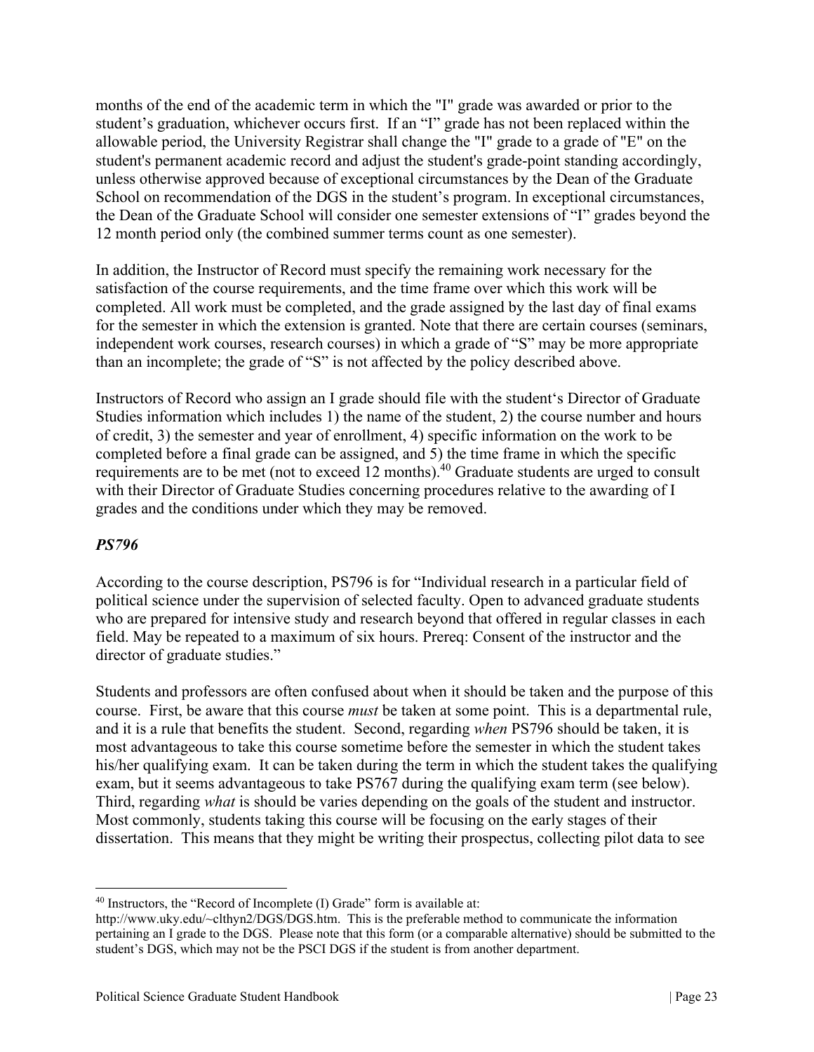months of the end of the academic term in which the "I" grade was awarded or prior to the student's graduation, whichever occurs first. If an "I" grade has not been replaced within the allowable period, the University Registrar shall change the "I" grade to a grade of "E" on the student's permanent academic record and adjust the student's grade-point standing accordingly, unless otherwise approved because of exceptional circumstances by the Dean of the Graduate School on recommendation of the DGS in the student's program. In exceptional circumstances, the Dean of the Graduate School will consider one semester extensions of "I" grades beyond the 12 month period only (the combined summer terms count as one semester).

In addition, the Instructor of Record must specify the remaining work necessary for the satisfaction of the course requirements, and the time frame over which this work will be completed. All work must be completed, and the grade assigned by the last day of final exams for the semester in which the extension is granted. Note that there are certain courses (seminars, independent work courses, research courses) in which a grade of "S" may be more appropriate than an incomplete; the grade of "S" is not affected by the policy described above.

Instructors of Record who assign an I grade should file with the student's Director of Graduate Studies information which includes 1) the name of the student, 2) the course number and hours of credit, 3) the semester and year of enrollment, 4) specific information on the work to be completed before a final grade can be assigned, and 5) the time frame in which the specific requirements are to be met (not to exceed 12 months).[40] Graduate students are urged to consult with their Director of Graduate Studies concerning procedures relative to the awarding of I grades and the conditions under which they may be removed.

### *PS796*

According to the course description, PS796 is for "Individual research in a particular field of political science under the supervision of selected faculty. Open to advanced graduate students who are prepared for intensive study and research beyond that offered in regular classes in each field. May be repeated to a maximum of six hours. Prereq: Consent of the instructor and the director of graduate studies."

Students and professors are often confused about when it should be taken and the purpose of this course. First, be aware that this course *must* be taken at some point. This is a departmental rule, and it is a rule that benefits the student. Second, regarding *when* PS796 should be taken, it is most advantageous to take this course sometime before the semester in which the student takes his/her qualifying exam. It can be taken during the term in which the student takes the qualifying exam, but it seems advantageous to take PS767 during the qualifying exam term (see below). Third, regarding *what* is should be varies depending on the goals of the student and instructor. Most commonly, students taking this course will be focusing on the early stages of their dissertation. This means that they might be writing their prospectus, collecting pilot data to see

---

[40] Instructors, the "Record of Incomplete (I) Grade" form is available at: http://www.uky.edu/~clthyn2/DGS/DGS.htm. This is the preferable method to communicate the information pertaining an I grade to the DGS. Please note that this form (or a comparable alternative) should be submitted to the student's DGS, which may not be the PSCI DGS if the student is from another department.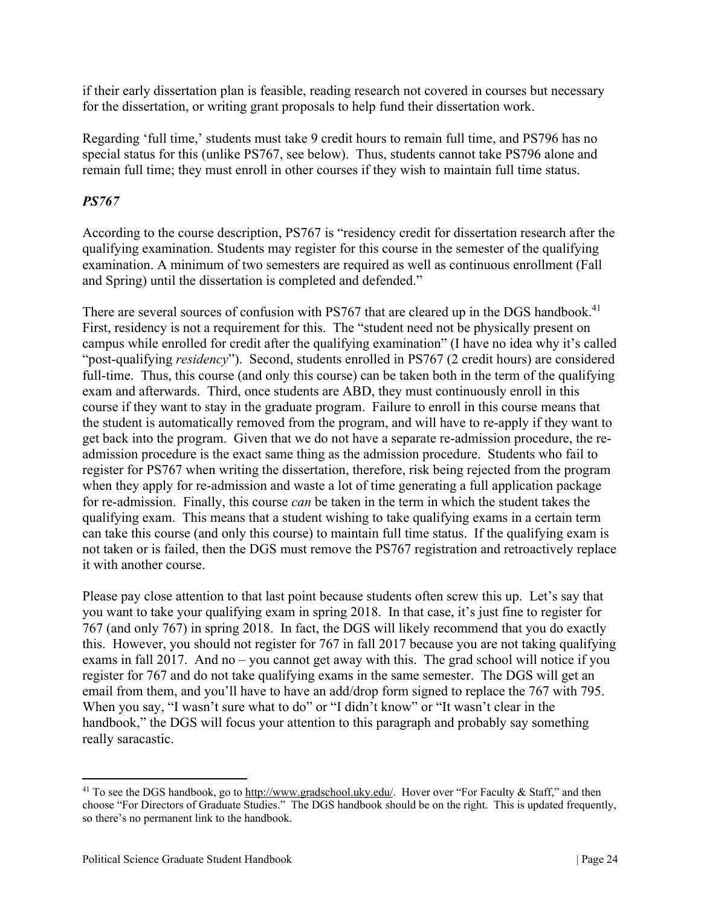if their early dissertation plan is feasible, reading research not covered in courses but necessary for the dissertation, or writing grant proposals to help fund their dissertation work.

Regarding 'full time,' students must take 9 credit hours to remain full time, and PS796 has no special status for this (unlike PS767, see below). Thus, students cannot take PS796 alone and remain full time; they must enroll in other courses if they wish to maintain full time status.

### *PS767*

According to the course description, PS767 is "residency credit for dissertation research after the qualifying examination. Students may register for this course in the semester of the qualifying examination. A minimum of two semesters are required as well as continuous enrollment (Fall and Spring) until the dissertation is completed and defended."

There are several sources of confusion with PS767 that are cleared up in the DGS handbook.[41] First, residency is not a requirement for this. The "student need not be physically present on campus while enrolled for credit after the qualifying examination" (I have no idea why it's called "post-qualifying *residency*"). Second, students enrolled in PS767 (2 credit hours) are considered full-time. Thus, this course (and only this course) can be taken both in the term of the qualifying exam and afterwards. Third, once students are ABD, they must continuously enroll in this course if they want to stay in the graduate program. Failure to enroll in this course means that the student is automatically removed from the program, and will have to re-apply if they want to get back into the program. Given that we do not have a separate re-admission procedure, the re-admission procedure is the exact same thing as the admission procedure. Students who fail to register for PS767 when writing the dissertation, therefore, risk being rejected from the program when they apply for re-admission and waste a lot of time generating a full application package for re-admission. Finally, this course *can* be taken in the term in which the student takes the qualifying exam. This means that a student wishing to take qualifying exams in a certain term can take this course (and only this course) to maintain full time status. If the qualifying exam is not taken or is failed, then the DGS must remove the PS767 registration and retroactively replace it with another course.

Please pay close attention to that last point because students often screw this up. Let's say that you want to take your qualifying exam in spring 2018. In that case, it's just fine to register for 767 (and only 767) in spring 2018. In fact, the DGS will likely recommend that you do exactly this. However, you should not register for 767 in fall 2017 because you are not taking qualifying exams in fall 2017. And no – you cannot get away with this. The grad school will notice if you register for 767 and do not take qualifying exams in the same semester. The DGS will get an email from them, and you'll have to have an add/drop form signed to replace the 767 with 795. When you say, "I wasn't sure what to do" or "I didn't know" or "It wasn't clear in the handbook," the DGS will focus your attention to this paragraph and probably say something really saracastic.

[41] To see the DGS handbook, go to http://www.gradschool.uky.edu/. Hover over "For Faculty & Staff," and then choose "For Directors of Graduate Studies." The DGS handbook should be on the right. This is updated frequently, so there's no permanent link to the handbook.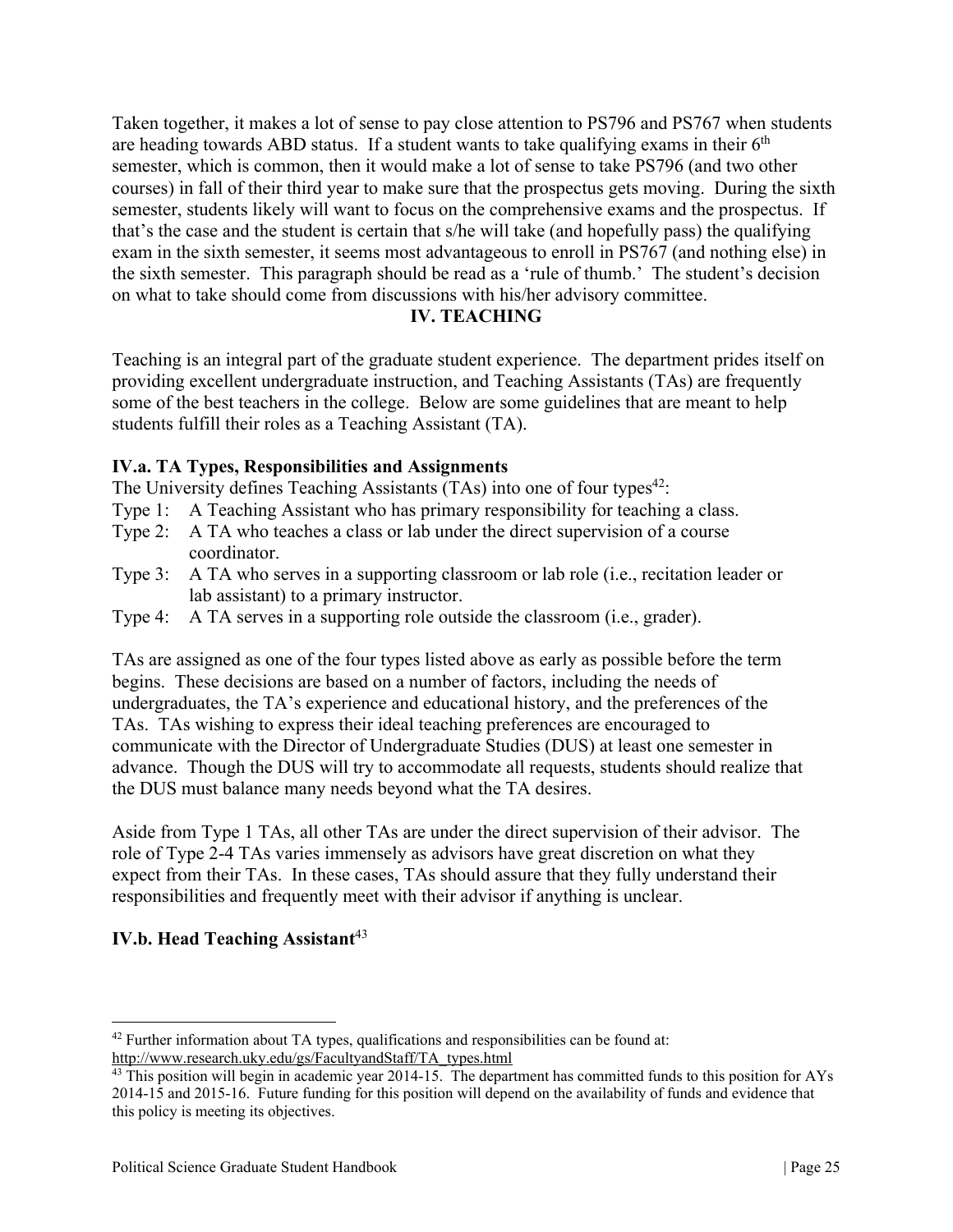Taken together, it makes a lot of sense to pay close attention to PS796 and PS767 when students are heading towards ABD status. If a student wants to take qualifying exams in their 6th semester, which is common, then it would make a lot of sense to take PS796 (and two other courses) in fall of their third year to make sure that the prospectus gets moving. During the sixth semester, students likely will want to focus on the comprehensive exams and the prospectus. If that's the case and the student is certain that s/he will take (and hopefully pass) the qualifying exam in the sixth semester, it seems most advantageous to enroll in PS767 (and nothing else) in the sixth semester. This paragraph should be read as a 'rule of thumb.' The student's decision on what to take should come from discussions with his/her advisory committee.

## IV. TEACHING

Teaching is an integral part of the graduate student experience. The department prides itself on providing excellent undergraduate instruction, and Teaching Assistants (TAs) are frequently some of the best teachers in the college. Below are some guidelines that are meant to help students fulfill their roles as a Teaching Assistant (TA).

### IV.a. TA Types, Responsibilities and Assignments

The University defines Teaching Assistants (TAs) into one of four types[42]:

- Type 1: A Teaching Assistant who has primary responsibility for teaching a class.
- Type 2: A TA who teaches a class or lab under the direct supervision of a course coordinator.
- Type 3: A TA who serves in a supporting classroom or lab role (i.e., recitation leader or lab assistant) to a primary instructor.
- Type 4: A TA serves in a supporting role outside the classroom (i.e., grader).

TAs are assigned as one of the four types listed above as early as possible before the term begins. These decisions are based on a number of factors, including the needs of undergraduates, the TA's experience and educational history, and the preferences of the TAs. TAs wishing to express their ideal teaching preferences are encouraged to communicate with the Director of Undergraduate Studies (DUS) at least one semester in advance. Though the DUS will try to accommodate all requests, students should realize that the DUS must balance many needs beyond what the TA desires.

Aside from Type 1 TAs, all other TAs are under the direct supervision of their advisor. The role of Type 2-4 TAs varies immensely as advisors have great discretion on what they expect from their TAs. In these cases, TAs should assure that they fully understand their responsibilities and frequently meet with their advisor if anything is unclear.

### IV.b. Head Teaching Assistant[43]

---

[42] Further information about TA types, qualifications and responsibilities can be found at: http://www.research.uky.edu/gs/FacultyandStaff/TA_types.html

[43] This position will begin in academic year 2014-15. The department has committed funds to this position for AYs 2014-15 and 2015-16. Future funding for this position will depend on the availability of funds and evidence that this policy is meeting its objectives.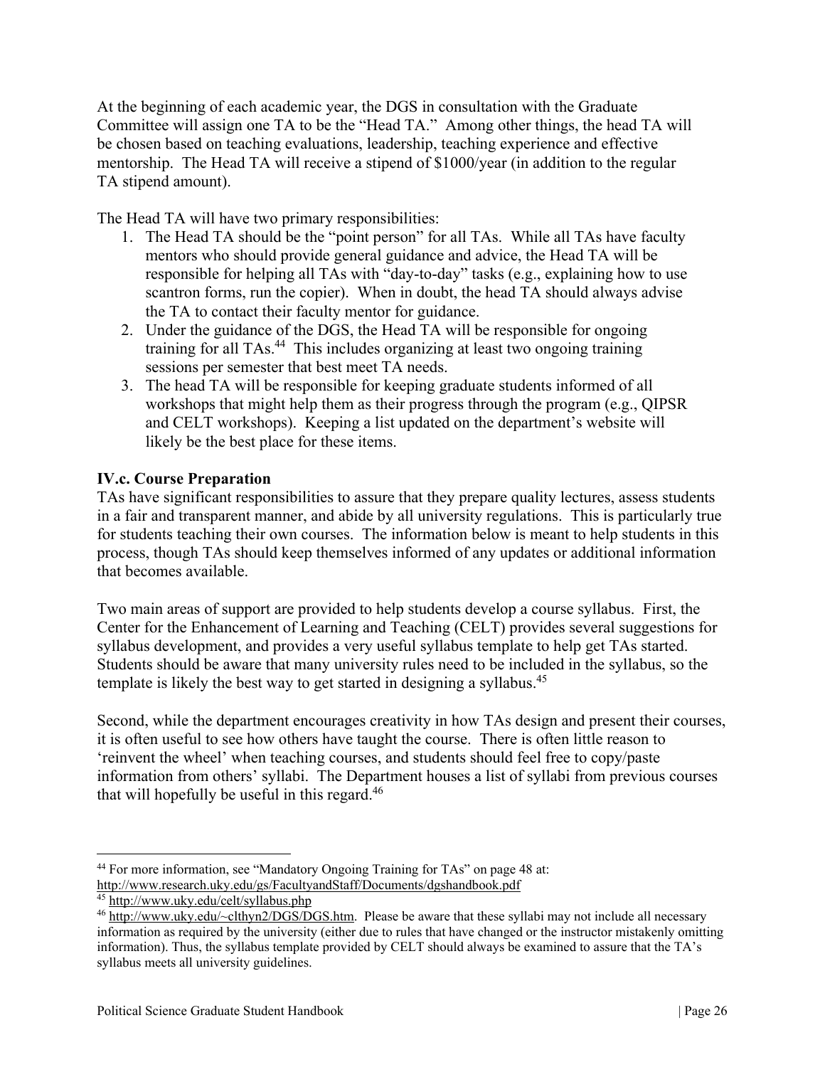At the beginning of each academic year, the DGS in consultation with the Graduate Committee will assign one TA to be the "Head TA." Among other things, the head TA will be chosen based on teaching evaluations, leadership, teaching experience and effective mentorship. The Head TA will receive a stipend of $1000/year (in addition to the regular TA stipend amount).

The Head TA will have two primary responsibilities:

1. The Head TA should be the "point person" for all TAs. While all TAs have faculty mentors who should provide general guidance and advice, the Head TA will be responsible for helping all TAs with "day-to-day" tasks (e.g., explaining how to use scantron forms, run the copier). When in doubt, the head TA should always advise the TA to contact their faculty mentor for guidance.
2. Under the guidance of the DGS, the Head TA will be responsible for ongoing training for all TAs.[44] This includes organizing at least two ongoing training sessions per semester that best meet TA needs.
3. The head TA will be responsible for keeping graduate students informed of all workshops that might help them as their progress through the program (e.g., QIPSR and CELT workshops). Keeping a list updated on the department's website will likely be the best place for these items.

### IV.c. Course Preparation

TAs have significant responsibilities to assure that they prepare quality lectures, assess students in a fair and transparent manner, and abide by all university regulations. This is particularly true for students teaching their own courses. The information below is meant to help students in this process, though TAs should keep themselves informed of any updates or additional information that becomes available.

Two main areas of support are provided to help students develop a course syllabus. First, the Center for the Enhancement of Learning and Teaching (CELT) provides several suggestions for syllabus development, and provides a very useful syllabus template to help get TAs started. Students should be aware that many university rules need to be included in the syllabus, so the template is likely the best way to get started in designing a syllabus.[45]

Second, while the department encourages creativity in how TAs design and present their courses, it is often useful to see how others have taught the course. There is often little reason to 'reinvent the wheel' when teaching courses, and students should feel free to copy/paste information from others' syllabi. The Department houses a list of syllabi from previous courses that will hopefully be useful in this regard.[46]

---

[44] For more information, see "Mandatory Ongoing Training for TAs" on page 48 at: http://www.research.uky.edu/gs/FacultyandStaff/Documents/dgshandbook.pdf

[45] http://www.uky.edu/celt/syllabus.php

[46] http://www.uky.edu/~clthyn2/DGS/DGS.htm. Please be aware that these syllabi may not include all necessary information as required by the university (either due to rules that have changed or the instructor mistakenly omitting information). Thus, the syllabus template provided by CELT should always be examined to assure that the TA's syllabus meets all university guidelines.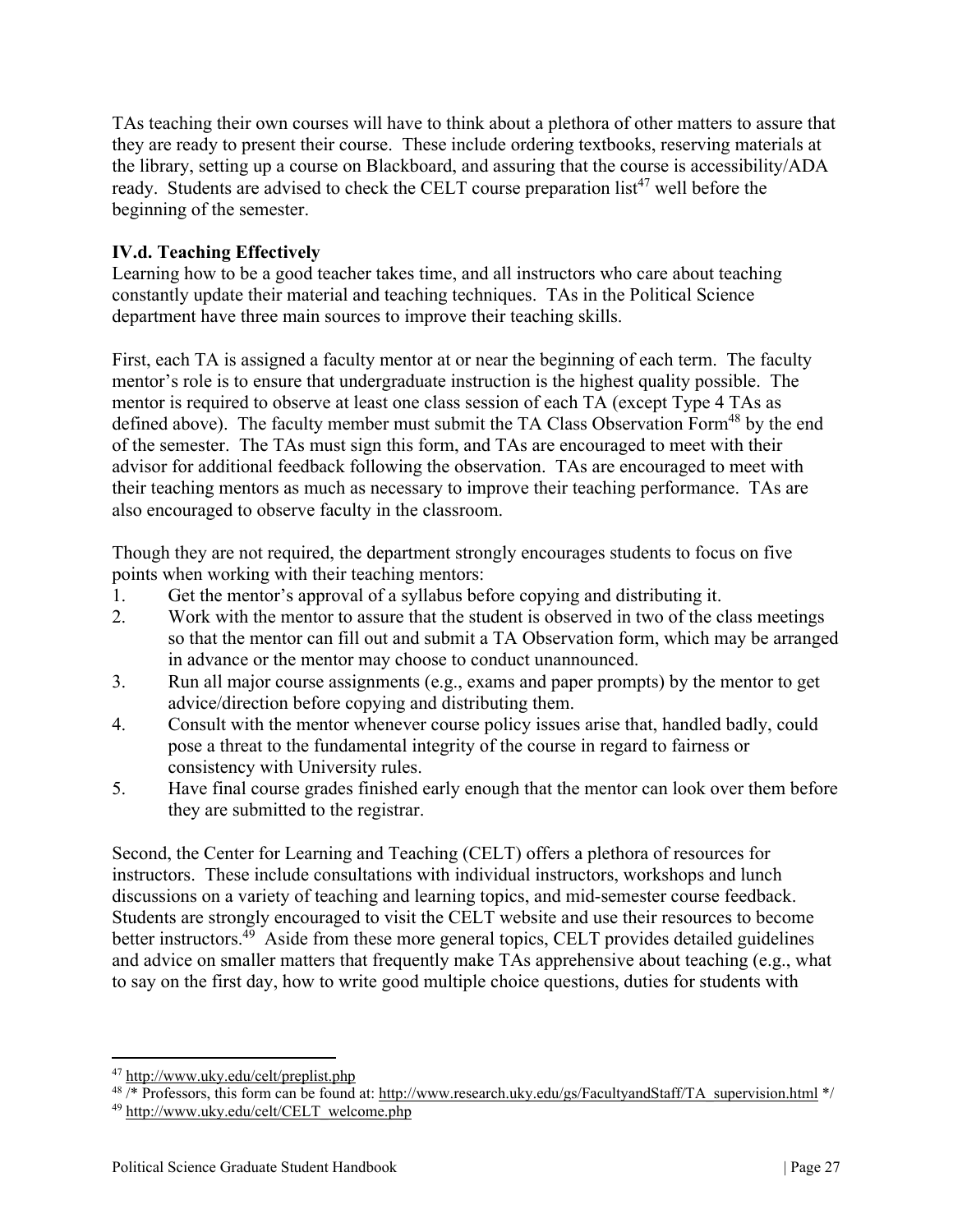TAs teaching their own courses will have to think about a plethora of other matters to assure that they are ready to present their course. These include ordering textbooks, reserving materials at the library, setting up a course on Blackboard, and assuring that the course is accessibility/ADA ready. Students are advised to check the CELT course preparation list[47] well before the beginning of the semester.

### IV.d. Teaching Effectively

Learning how to be a good teacher takes time, and all instructors who care about teaching constantly update their material and teaching techniques. TAs in the Political Science department have three main sources to improve their teaching skills.

First, each TA is assigned a faculty mentor at or near the beginning of each term. The faculty mentor's role is to ensure that undergraduate instruction is the highest quality possible. The mentor is required to observe at least one class session of each TA (except Type 4 TAs as defined above). The faculty member must submit the TA Class Observation Form[48] by the end of the semester. The TAs must sign this form, and TAs are encouraged to meet with their advisor for additional feedback following the observation. TAs are encouraged to meet with their teaching mentors as much as necessary to improve their teaching performance. TAs are also encouraged to observe faculty in the classroom.

Though they are not required, the department strongly encourages students to focus on five points when working with their teaching mentors:

1. Get the mentor's approval of a syllabus before copying and distributing it.
2. Work with the mentor to assure that the student is observed in two of the class meetings so that the mentor can fill out and submit a TA Observation form, which may be arranged in advance or the mentor may choose to conduct unannounced.
3. Run all major course assignments (e.g., exams and paper prompts) by the mentor to get advice/direction before copying and distributing them.
4. Consult with the mentor whenever course policy issues arise that, handled badly, could pose a threat to the fundamental integrity of the course in regard to fairness or consistency with University rules.
5. Have final course grades finished early enough that the mentor can look over them before they are submitted to the registrar.

Second, the Center for Learning and Teaching (CELT) offers a plethora of resources for instructors. These include consultations with individual instructors, workshops and lunch discussions on a variety of teaching and learning topics, and mid-semester course feedback. Students are strongly encouraged to visit the CELT website and use their resources to become better instructors.[49] Aside from these more general topics, CELT provides detailed guidelines and advice on smaller matters that frequently make TAs apprehensive about teaching (e.g., what to say on the first day, how to write good multiple choice questions, duties for students with

---

[47] http://www.uky.edu/celt/preplist.php

[48] /* Professors, this form can be found at: http://www.research.uky.edu/gs/FacultyandStaff/TA_supervision.html */

[49] http://www.uky.edu/celt/CELT_welcome.php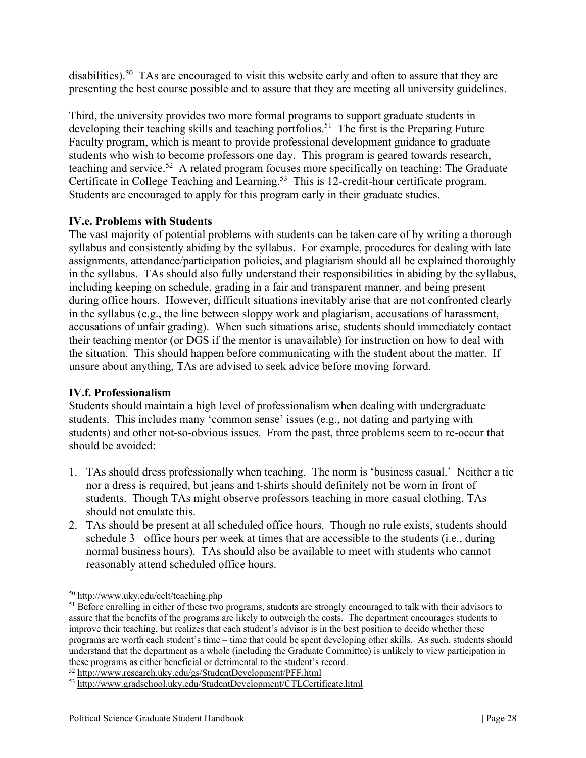disabilities).[50] TAs are encouraged to visit this website early and often to assure that they are presenting the best course possible and to assure that they are meeting all university guidelines.

Third, the university provides two more formal programs to support graduate students in developing their teaching skills and teaching portfolios.[51] The first is the Preparing Future Faculty program, which is meant to provide professional development guidance to graduate students who wish to become professors one day. This program is geared towards research, teaching and service.[52] A related program focuses more specifically on teaching: The Graduate Certificate in College Teaching and Learning.[53] This is 12-credit-hour certificate program. Students are encouraged to apply for this program early in their graduate studies.

### IV.e. Problems with Students

The vast majority of potential problems with students can be taken care of by writing a thorough syllabus and consistently abiding by the syllabus. For example, procedures for dealing with late assignments, attendance/participation policies, and plagiarism should all be explained thoroughly in the syllabus. TAs should also fully understand their responsibilities in abiding by the syllabus, including keeping on schedule, grading in a fair and transparent manner, and being present during office hours. However, difficult situations inevitably arise that are not confronted clearly in the syllabus (e.g., the line between sloppy work and plagiarism, accusations of harassment, accusations of unfair grading). When such situations arise, students should immediately contact their teaching mentor (or DGS if the mentor is unavailable) for instruction on how to deal with the situation. This should happen before communicating with the student about the matter. If unsure about anything, TAs are advised to seek advice before moving forward.

### IV.f. Professionalism

Students should maintain a high level of professionalism when dealing with undergraduate students. This includes many 'common sense' issues (e.g., not dating and partying with students) and other not-so-obvious issues. From the past, three problems seem to re-occur that should be avoided:

1. TAs should dress professionally when teaching. The norm is 'business casual.' Neither a tie nor a dress is required, but jeans and t-shirts should definitely not be worn in front of students. Though TAs might observe professors teaching in more casual clothing, TAs should not emulate this.
2. TAs should be present at all scheduled office hours. Though no rule exists, students should schedule 3+ office hours per week at times that are accessible to the students (i.e., during normal business hours). TAs should also be available to meet with students who cannot reasonably attend scheduled office hours.

---

[50] http://www.uky.edu/celt/teaching.php

[51] Before enrolling in either of these two programs, students are strongly encouraged to talk with their advisors to assure that the benefits of the programs are likely to outweigh the costs. The department encourages students to improve their teaching, but realizes that each student's advisor is in the best position to decide whether these programs are worth each student's time – time that could be spent developing other skills. As such, students should understand that the department as a whole (including the Graduate Committee) is unlikely to view participation in these programs as either beneficial or detrimental to the student's record.

[52] http://www.research.uky.edu/gs/StudentDevelopment/PFF.html

[53] http://www.gradschool.uky.edu/StudentDevelopment/CTLCertificate.html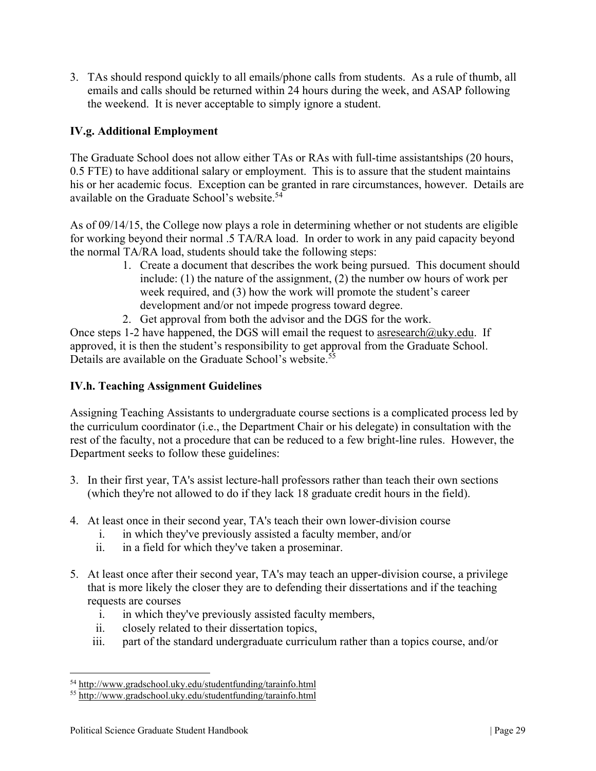3. TAs should respond quickly to all emails/phone calls from students. As a rule of thumb, all emails and calls should be returned within 24 hours during the week, and ASAP following the weekend. It is never acceptable to simply ignore a student.

### IV.g. Additional Employment

The Graduate School does not allow either TAs or RAs with full-time assistantships (20 hours, 0.5 FTE) to have additional salary or employment. This is to assure that the student maintains his or her academic focus. Exception can be granted in rare circumstances, however. Details are available on the Graduate School's website.[54]

As of 09/14/15, the College now plays a role in determining whether or not students are eligible for working beyond their normal .5 TA/RA load. In order to work in any paid capacity beyond the normal TA/RA load, students should take the following steps:

1. Create a document that describes the work being pursued. This document should include: (1) the nature of the assignment, (2) the number ow hours of work per week required, and (3) how the work will promote the student's career development and/or not impede progress toward degree.
2. Get approval from both the advisor and the DGS for the work.

Once steps 1-2 have happened, the DGS will email the request to asresearch@uky.edu. If approved, it is then the student's responsibility to get approval from the Graduate School. Details are available on the Graduate School's website.[55]

### IV.h. Teaching Assignment Guidelines

Assigning Teaching Assistants to undergraduate course sections is a complicated process led by the curriculum coordinator (i.e., the Department Chair or his delegate) in consultation with the rest of the faculty, not a procedure that can be reduced to a few bright-line rules. However, the Department seeks to follow these guidelines:

3. In their first year, TA's assist lecture-hall professors rather than teach their own sections (which they're not allowed to do if they lack 18 graduate credit hours in the field).

4. At least once in their second year, TA's teach their own lower-division course
   i. in which they've previously assisted a faculty member, and/or
   ii. in a field for which they've taken a proseminar.

5. At least once after their second year, TA's may teach an upper-division course, a privilege that is more likely the closer they are to defending their dissertations and if the teaching requests are courses
   i. in which they've previously assisted faculty members,
   ii. closely related to their dissertation topics,
   iii. part of the standard undergraduate curriculum rather than a topics course, and/or

---

[54] http://www.gradschool.uky.edu/studentfunding/tarainfo.html

[55] http://www.gradschool.uky.edu/studentfunding/tarainfo.html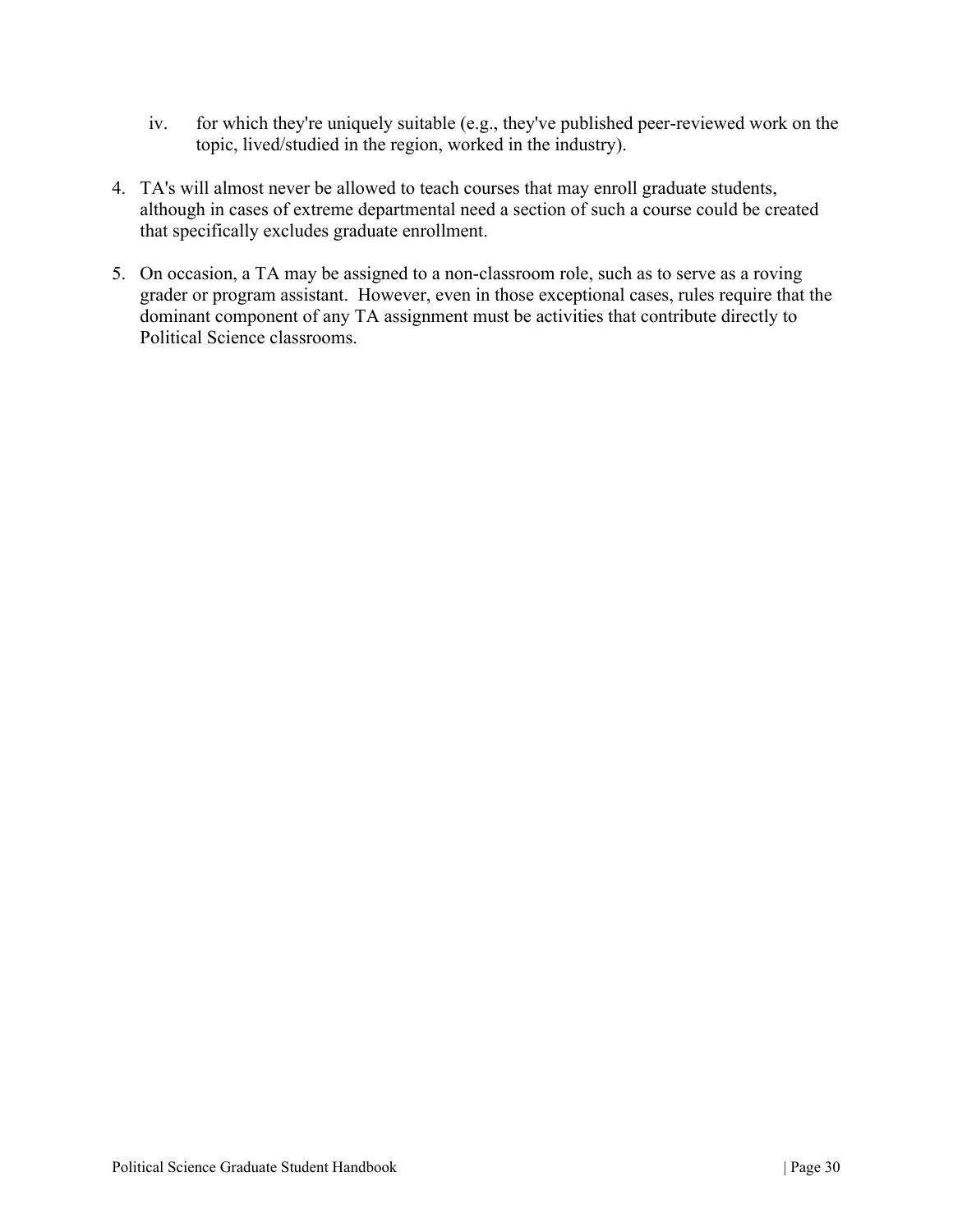iv. for which they're uniquely suitable (e.g., they've published peer-reviewed work on the topic, lived/studied in the region, worked in the industry).

4. TA's will almost never be allowed to teach courses that may enroll graduate students, although in cases of extreme departmental need a section of such a course could be created that specifically excludes graduate enrollment.

5. On occasion, a TA may be assigned to a non-classroom role, such as to serve as a roving grader or program assistant. However, even in those exceptional cases, rules require that the dominant component of any TA assignment must be activities that contribute directly to Political Science classrooms.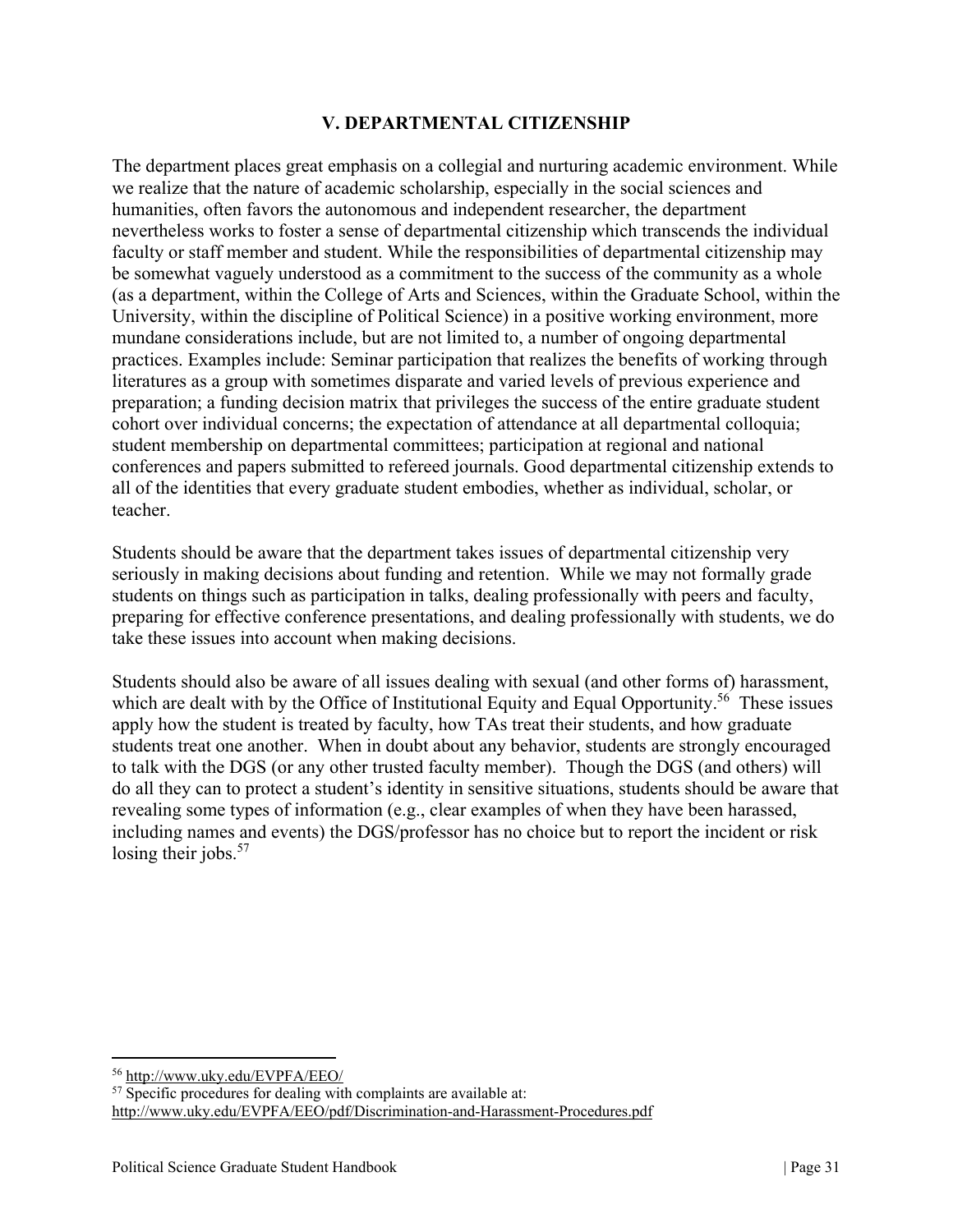## V. DEPARTMENTAL CITIZENSHIP

The department places great emphasis on a collegial and nurturing academic environment. While we realize that the nature of academic scholarship, especially in the social sciences and humanities, often favors the autonomous and independent researcher, the department nevertheless works to foster a sense of departmental citizenship which transcends the individual faculty or staff member and student. While the responsibilities of departmental citizenship may be somewhat vaguely understood as a commitment to the success of the community as a whole (as a department, within the College of Arts and Sciences, within the Graduate School, within the University, within the discipline of Political Science) in a positive working environment, more mundane considerations include, but are not limited to, a number of ongoing departmental practices. Examples include: Seminar participation that realizes the benefits of working through literatures as a group with sometimes disparate and varied levels of previous experience and preparation; a funding decision matrix that privileges the success of the entire graduate student cohort over individual concerns; the expectation of attendance at all departmental colloquia; student membership on departmental committees; participation at regional and national conferences and papers submitted to refereed journals. Good departmental citizenship extends to all of the identities that every graduate student embodies, whether as individual, scholar, or teacher.

Students should be aware that the department takes issues of departmental citizenship very seriously in making decisions about funding and retention. While we may not formally grade students on things such as participation in talks, dealing professionally with peers and faculty, preparing for effective conference presentations, and dealing professionally with students, we do take these issues into account when making decisions.

Students should also be aware of all issues dealing with sexual (and other forms of) harassment, which are dealt with by the Office of Institutional Equity and Equal Opportunity.[56] These issues apply how the student is treated by faculty, how TAs treat their students, and how graduate students treat one another. When in doubt about any behavior, students are strongly encouraged to talk with the DGS (or any other trusted faculty member). Though the DGS (and others) will do all they can to protect a student's identity in sensitive situations, students should be aware that revealing some types of information (e.g., clear examples of when they have been harassed, including names and events) the DGS/professor has no choice but to report the incident or risk losing their jobs.[57]

---

[56] http://www.uky.edu/EVPFA/EEO/

[57] Specific procedures for dealing with complaints are available at: http://www.uky.edu/EVPFA/EEO/pdf/Discrimination-and-Harassment-Procedures.pdf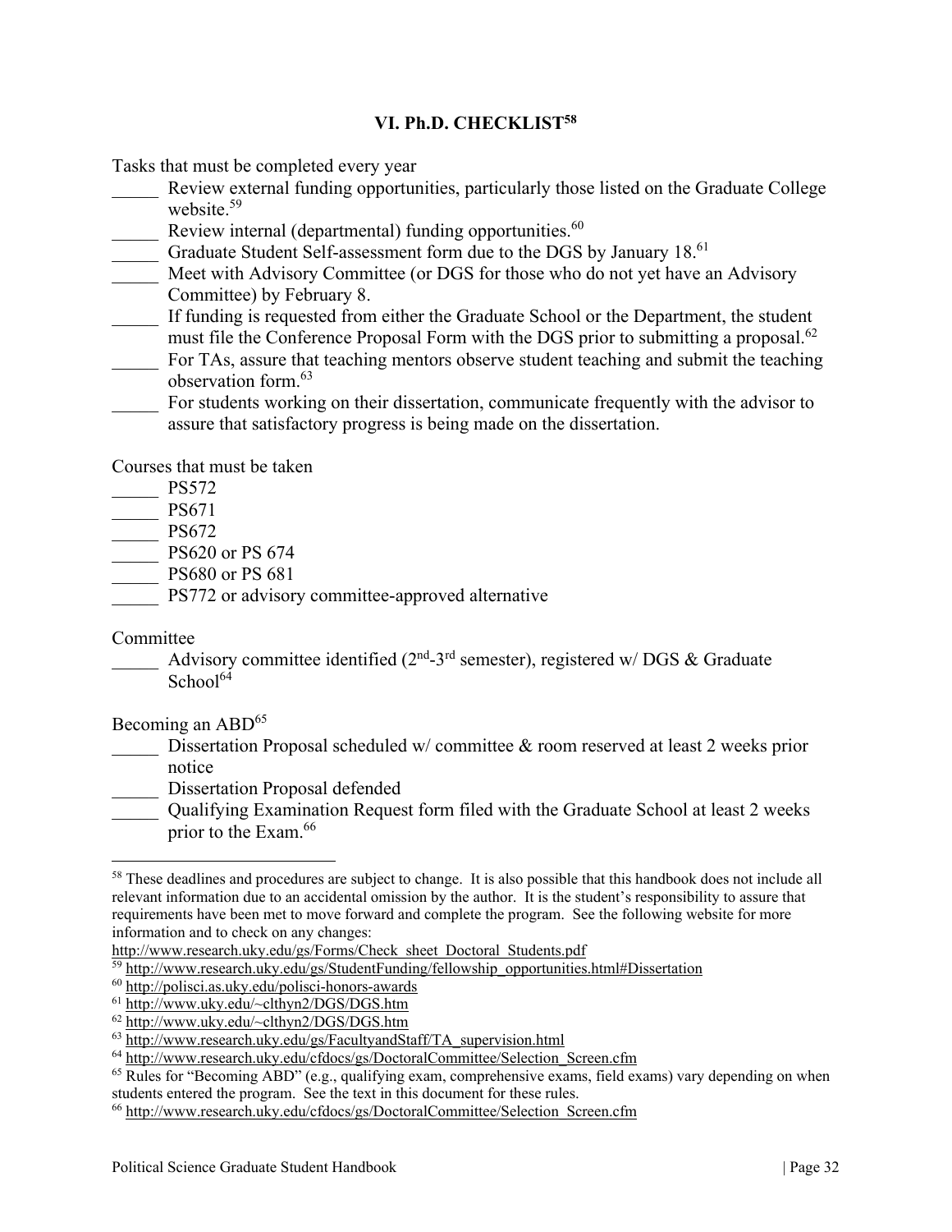## VI. Ph.D. CHECKLIST[58]

Tasks that must be completed every year

_____ Review external funding opportunities, particularly those listed on the Graduate College website.[59]

_____ Review internal (departmental) funding opportunities.[60]

_____ Graduate Student Self-assessment form due to the DGS by January 18.[61]

_____ Meet with Advisory Committee (or DGS for those who do not yet have an Advisory Committee) by February 8.

_____ If funding is requested from either the Graduate School or the Department, the student must file the Conference Proposal Form with the DGS prior to submitting a proposal.[62]

_____ For TAs, assure that teaching mentors observe student teaching and submit the teaching observation form.[63]

_____ For students working on their dissertation, communicate frequently with the advisor to assure that satisfactory progress is being made on the dissertation.

Courses that must be taken

_____ PS572

_____ PS671

_____ PS672

_____ PS620 or PS 674

_____ PS680 or PS 681

_____ PS772 or advisory committee-approved alternative

Committee

_____ Advisory committee identified (2nd-3rd semester), registered w/ DGS & Graduate School[64]

Becoming an ABD[65]

_____ Dissertation Proposal scheduled w/ committee & room reserved at least 2 weeks prior notice

_____ Dissertation Proposal defended

_____ Qualifying Examination Request form filed with the Graduate School at least 2 weeks prior to the Exam.[66]

---

[58] These deadlines and procedures are subject to change. It is also possible that this handbook does not include all relevant information due to an accidental omission by the author. It is the student's responsibility to assure that requirements have been met to move forward and complete the program. See the following website for more information and to check on any changes: http://www.research.uky.edu/gs/Forms/Check_sheet_Doctoral_Students.pdf

[59] http://www.research.uky.edu/gs/StudentFunding/fellowship_opportunities.html#Dissertation

[60] http://polisci.as.uky.edu/polisci-honors-awards

[61] http://www.uky.edu/~clthyn2/DGS/DGS.htm

[62] http://www.uky.edu/~clthyn2/DGS/DGS.htm

[63] http://www.research.uky.edu/gs/FacultyandStaff/TA_supervision.html

[64] http://www.research.uky.edu/cfdocs/gs/DoctoralCommittee/Selection_Screen.cfm

[65] Rules for "Becoming ABD" (e.g., qualifying exam, comprehensive exams, field exams) vary depending on when students entered the program. See the text in this document for these rules.

[66] http://www.research.uky.edu/cfdocs/gs/DoctoralCommittee/Selection_Screen.cfm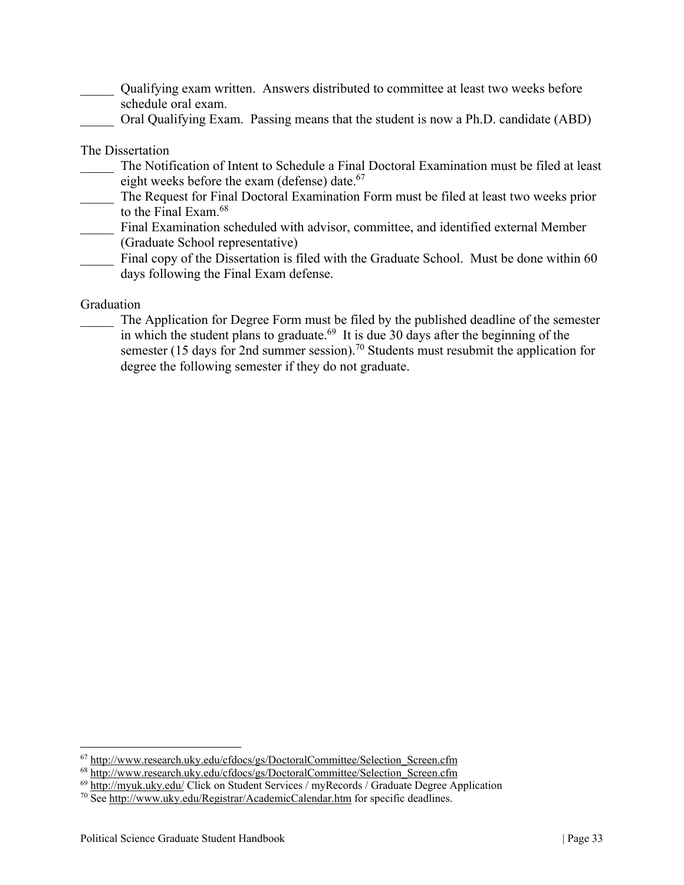_____ Qualifying exam written. Answers distributed to committee at least two weeks before schedule oral exam.

_____ Oral Qualifying Exam. Passing means that the student is now a Ph.D. candidate (ABD)

The Dissertation

_____ The Notification of Intent to Schedule a Final Doctoral Examination must be filed at least eight weeks before the exam (defense) date.[67]

_____ The Request for Final Doctoral Examination Form must be filed at least two weeks prior to the Final Exam.[68]

_____ Final Examination scheduled with advisor, committee, and identified external Member (Graduate School representative)

_____ Final copy of the Dissertation is filed with the Graduate School. Must be done within 60 days following the Final Exam defense.

Graduation

_____ The Application for Degree Form must be filed by the published deadline of the semester in which the student plans to graduate.[69] It is due 30 days after the beginning of the semester (15 days for 2nd summer session).[70] Students must resubmit the application for degree the following semester if they do not graduate.

---

[67] http://www.research.uky.edu/cfdocs/gs/DoctoralCommittee/Selection_Screen.cfm

[68] http://www.research.uky.edu/cfdocs/gs/DoctoralCommittee/Selection_Screen.cfm

[69] http://myuk.uky.edu/ Click on Student Services / myRecords / Graduate Degree Application

[70] See http://www.uky.edu/Registrar/AcademicCalendar.htm for specific deadlines.